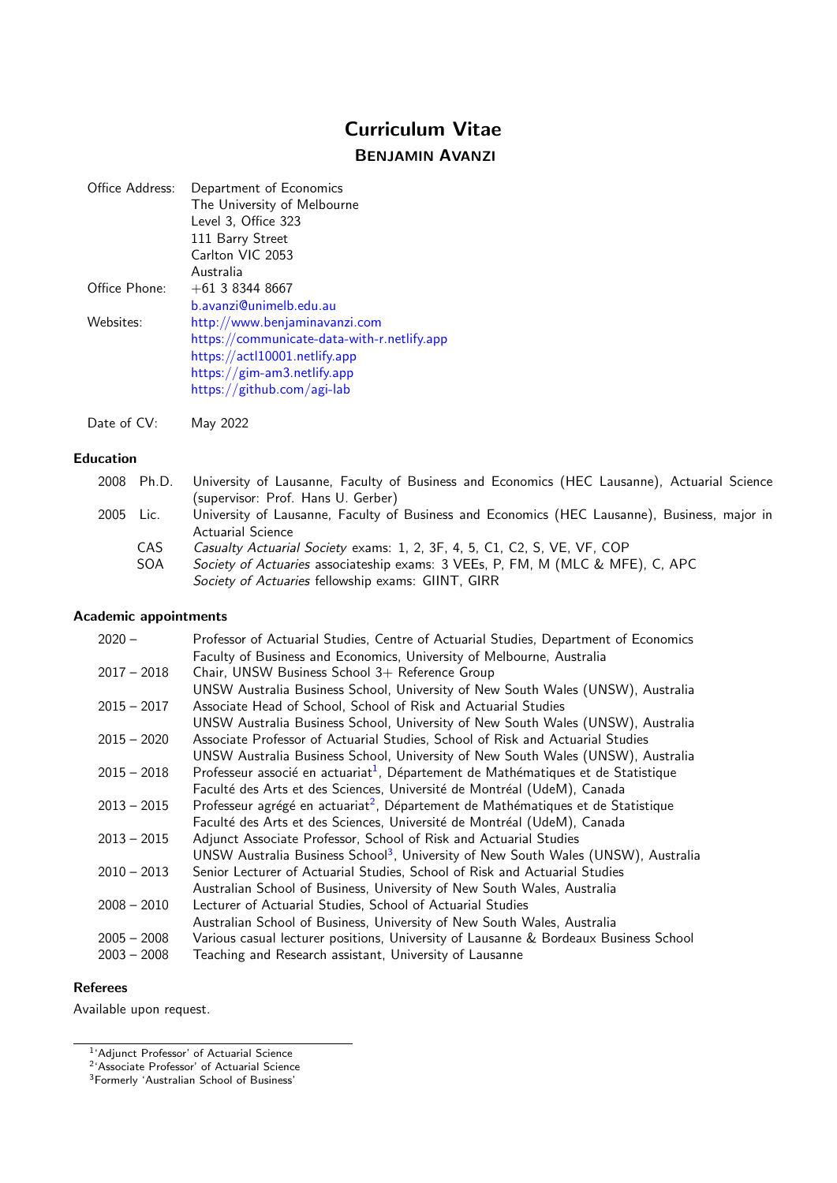# Curriculum Vitae

## Benjamin Avanzi

| | |
|---|---|
| Office Address: | Department of Economics<br>The University of Melbourne<br>Level 3, Office 323<br>111 Barry Street<br>Carlton VIC 2053<br>Australia |
| Office Phone: | +61 3 8344 8667<br>b.avanzi@unimelb.edu.au |
| Websites: | http://www.benjaminavanzi.com<br>https://communicate-data-with-r.netlify.app<br>https://actl10001.netlify.app<br>https://gim-am3.netlify.app<br>https://github.com/agi-lab |
| Date of CV: | May 2022 |

### Education

| | | |
|---|---|---|
| 2008 | Ph.D. | University of Lausanne, Faculty of Business and Economics (HEC Lausanne), Actuarial Science (supervisor: Prof. Hans U. Gerber) |
| 2005 | Lic. | University of Lausanne, Faculty of Business and Economics (HEC Lausanne), Business, major in Actuarial Science |
| | CAS | *Casualty Actuarial Society* exams: 1, 2, 3F, 4, 5, C1, C2, S, VE, VF, COP |
| | SOA | *Society of Actuaries* associateship exams: 3 VEEs, P, FM, M (MLC & MFE), C, APC<br>*Society of Actuaries* fellowship exams: GIINT, GIRR |

### Academic appointments

| | |
|---|---|
| 2020 – | Professor of Actuarial Studies, Centre of Actuarial Studies, Department of Economics<br>Faculty of Business and Economics, University of Melbourne, Australia |
| 2017 – 2018 | Chair, UNSW Business School 3+ Reference Group<br>UNSW Australia Business School, University of New South Wales (UNSW), Australia |
| 2015 – 2017 | Associate Head of School, School of Risk and Actuarial Studies<br>UNSW Australia Business School, University of New South Wales (UNSW), Australia |
| 2015 – 2020 | Associate Professor of Actuarial Studies, School of Risk and Actuarial Studies<br>UNSW Australia Business School, University of New South Wales (UNSW), Australia |
| 2015 – 2018 | Professeur associé en actuariat[1], Département de Mathématiques et de Statistique<br>Faculté des Arts et des Sciences, Université de Montréal (UdeM), Canada |
| 2013 – 2015 | Professeur agrégé en actuariat[2], Département de Mathématiques et de Statistique<br>Faculté des Arts et des Sciences, Université de Montréal (UdeM), Canada |
| 2013 – 2015 | Adjunct Associate Professor, School of Risk and Actuarial Studies<br>UNSW Australia Business School[3], University of New South Wales (UNSW), Australia |
| 2010 – 2013 | Senior Lecturer of Actuarial Studies, School of Risk and Actuarial Studies<br>Australian School of Business, University of New South Wales, Australia |
| 2008 – 2010 | Lecturer of Actuarial Studies, School of Actuarial Studies<br>Australian School of Business, University of New South Wales, Australia |
| 2005 – 2008 | Various casual lecturer positions, University of Lausanne & Bordeaux Business School |
| 2003 – 2008 | Teaching and Research assistant, University of Lausanne |

### Referees

Available upon request.

[1] 'Adjunct Professor' of Actuarial Science
[2] 'Associate Professor' of Actuarial Science
[3] Formerly 'Australian School of Business'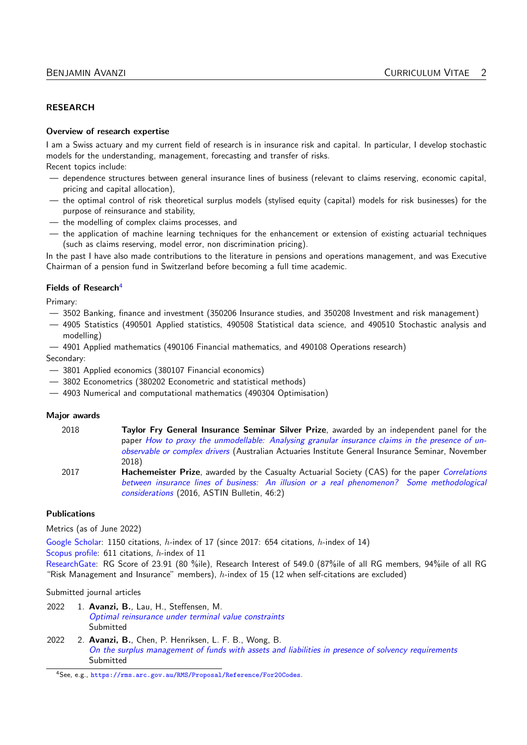## RESEARCH

### Overview of research expertise

I am a Swiss actuary and my current field of research is in insurance risk and capital. In particular, I develop stochastic models for the understanding, management, forecasting and transfer of risks.
Recent topics include:

- dependence structures between general insurance lines of business (relevant to claims reserving, economic capital, pricing and capital allocation),
- the optimal control of risk theoretical surplus models (stylised equity (capital) models for risk businesses) for the purpose of reinsurance and stability,
- the modelling of complex claims processes, and
- the application of machine learning techniques for the enhancement or extension of existing actuarial techniques (such as claims reserving, model error, non discrimination pricing).

In the past I have also made contributions to the literature in pensions and operations management, and was Executive Chairman of a pension fund in Switzerland before becoming a full time academic.

### Fields of Research[4]

Primary:

- 3502 Banking, finance and investment (350206 Insurance studies, and 350208 Investment and risk management)
- 4905 Statistics (490501 Applied statistics, 490508 Statistical data science, and 490510 Stochastic analysis and modelling)
- 4901 Applied mathematics (490106 Financial mathematics, and 490108 Operations research)

Secondary:

- 3801 Applied economics (380107 Financial economics)
- 3802 Econometrics (380202 Econometric and statistical methods)
- 4903 Numerical and computational mathematics (490304 Optimisation)

### Major awards

2018 **Taylor Fry General Insurance Seminar Silver Prize**, awarded by an independent panel for the paper *How to proxy the unmodellable: Analysing granular insurance claims in the presence of unobservable or complex drivers* (Australian Actuaries Institute General Insurance Seminar, November 2018)

2017 **Hachemeister Prize**, awarded by the Casualty Actuarial Society (CAS) for the paper *Correlations between insurance lines of business: An illusion or a real phenomenon? Some methodological considerations* (2016, ASTIN Bulletin, 46:2)

### Publications

Metrics (as of June 2022)

Google Scholar: 1150 citations, $h$-index of 17 (since 2017: 654 citations, $h$-index of 14)
Scopus profile: 611 citations, $h$-index of 11
ResearchGate: RG Score of 23.91 (80 %ile), Research Interest of 549.0 (87%ile of all RG members, 94%ile of all RG "Risk Management and Insurance" members), $h$-index of 15 (12 when self-citations are excluded)

Submitted journal articles

2022 1. **Avanzi, B.**, Lau, H., Steffensen, M.
*Optimal reinsurance under terminal value constraints*
Submitted

2022 2. **Avanzi, B.**, Chen, P. Henriksen, L. F. B., Wong, B.
*On the surplus management of funds with assets and liabilities in presence of solvency requirements*
Submitted

[4] See, e.g., https://rms.arc.gov.au/RMS/Proposal/Reference/For20Codes.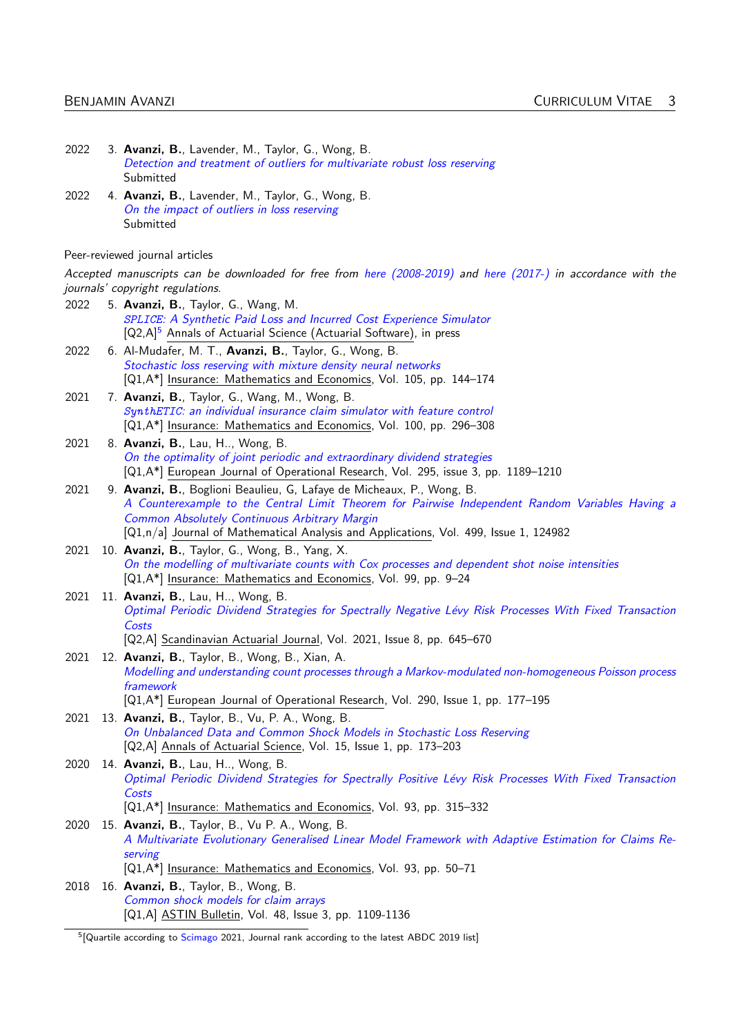2022 3. **Avanzi, B.**, Lavender, M., Taylor, G., Wong, B.
*Detection and treatment of outliers for multivariate robust loss reserving*
Submitted

2022 4. **Avanzi, B.**, Lavender, M., Taylor, G., Wong, B.
*On the impact of outliers in loss reserving*
Submitted

Peer-reviewed journal articles

*Accepted manuscripts can be downloaded for free from here (2008-2019) and here (2017-) in accordance with the journals' copyright regulations.*

2022 5. **Avanzi, B.**, Taylor, G., Wang, M.
*SPLICE: A Synthetic Paid Loss and Incurred Cost Experience Simulator*
[Q2,A][5] Annals of Actuarial Science (Actuarial Software), in press

2022 6. Al-Mudafer, M. T., **Avanzi, B.**, Taylor, G., Wong, B.
*Stochastic loss reserving with mixture density neural networks*
[Q1,A*] Insurance: Mathematics and Economics, Vol. 105, pp. 144–174

2021 7. **Avanzi, B.**, Taylor, G., Wang, M., Wong, B.
*SynthETIC: an individual insurance claim simulator with feature control*
[Q1,A*] Insurance: Mathematics and Economics, Vol. 100, pp. 296–308

2021 8. **Avanzi, B.**, Lau, H.., Wong, B.
*On the optimality of joint periodic and extraordinary dividend strategies*
[Q1,A*] European Journal of Operational Research, Vol. 295, issue 3, pp. 1189–1210

2021 9. **Avanzi, B.**, Boglioni Beaulieu, G, Lafaye de Micheaux, P., Wong, B.
*A Counterexample to the Central Limit Theorem for Pairwise Independent Random Variables Having a Common Absolutely Continuous Arbitrary Margin*
[Q1,n/a] Journal of Mathematical Analysis and Applications, Vol. 499, Issue 1, 124982

2021 10. **Avanzi, B.**, Taylor, G., Wong, B., Yang, X.
*On the modelling of multivariate counts with Cox processes and dependent shot noise intensities*
[Q1,A*] Insurance: Mathematics and Economics, Vol. 99, pp. 9–24

2021 11. **Avanzi, B.**, Lau, H.., Wong, B.
*Optimal Periodic Dividend Strategies for Spectrally Negative Lévy Risk Processes With Fixed Transaction Costs*
[Q2,A] Scandinavian Actuarial Journal, Vol. 2021, Issue 8, pp. 645–670

2021 12. **Avanzi, B.**, Taylor, B., Wong, B., Xian, A.
*Modelling and understanding count processes through a Markov-modulated non-homogeneous Poisson process framework*
[Q1,A*] European Journal of Operational Research, Vol. 290, Issue 1, pp. 177–195

2021 13. **Avanzi, B.**, Taylor, B., Vu, P. A., Wong, B.
*On Unbalanced Data and Common Shock Models in Stochastic Loss Reserving*
[Q2,A] Annals of Actuarial Science, Vol. 15, Issue 1, pp. 173–203

2020 14. **Avanzi, B.**, Lau, H.., Wong, B.
*Optimal Periodic Dividend Strategies for Spectrally Positive Lévy Risk Processes With Fixed Transaction Costs*
[Q1,A*] Insurance: Mathematics and Economics, Vol. 93, pp. 315–332

2020 15. **Avanzi, B.**, Taylor, B., Vu P. A., Wong, B.
*A Multivariate Evolutionary Generalised Linear Model Framework with Adaptive Estimation for Claims Reserving*
[Q1,A*] Insurance: Mathematics and Economics, Vol. 93, pp. 50–71

2018 16. **Avanzi, B.**, Taylor, B., Wong, B.
*Common shock models for claim arrays*
[Q1,A] ASTIN Bulletin, Vol. 48, Issue 3, pp. 1109-1136

[5][Quartile according to Scimago 2021, Journal rank according to the latest ABDC 2019 list]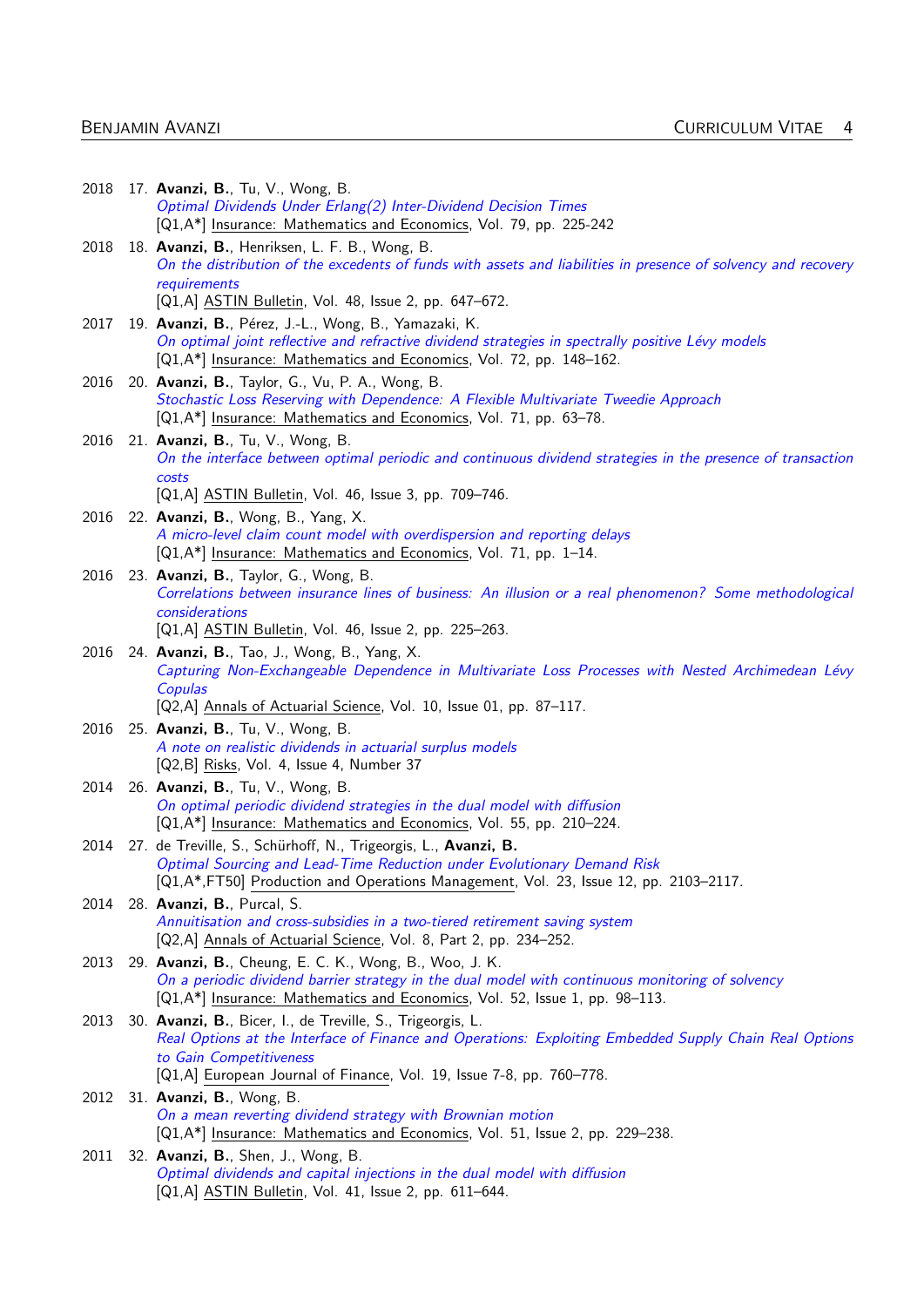2018 17. **Avanzi, B.**, Tu, V., Wong, B.
*Optimal Dividends Under Erlang(2) Inter-Dividend Decision Times*
[Q1,A*] Insurance: Mathematics and Economics, Vol. 79, pp. 225-242

2018 18. **Avanzi, B.**, Henriksen, L. F. B., Wong, B.
*On the distribution of the excedents of funds with assets and liabilities in presence of solvency and recovery requirements*
[Q1,A] ASTIN Bulletin, Vol. 48, Issue 2, pp. 647–672.

2017 19. **Avanzi, B.**, Pérez, J.-L., Wong, B., Yamazaki, K.
*On optimal joint reflective and refractive dividend strategies in spectrally positive Lévy models*
[Q1,A*] Insurance: Mathematics and Economics, Vol. 72, pp. 148–162.

2016 20. **Avanzi, B.**, Taylor, G., Vu, P. A., Wong, B.
*Stochastic Loss Reserving with Dependence: A Flexible Multivariate Tweedie Approach*
[Q1,A*] Insurance: Mathematics and Economics, Vol. 71, pp. 63–78.

2016 21. **Avanzi, B.**, Tu, V., Wong, B.
*On the interface between optimal periodic and continuous dividend strategies in the presence of transaction costs*
[Q1,A] ASTIN Bulletin, Vol. 46, Issue 3, pp. 709–746.

2016 22. **Avanzi, B.**, Wong, B., Yang, X.
*A micro-level claim count model with overdispersion and reporting delays*
[Q1,A*] Insurance: Mathematics and Economics, Vol. 71, pp. 1–14.

2016 23. **Avanzi, B.**, Taylor, G., Wong, B.
*Correlations between insurance lines of business: An illusion or a real phenomenon? Some methodological considerations*
[Q1,A] ASTIN Bulletin, Vol. 46, Issue 2, pp. 225–263.

2016 24. **Avanzi, B.**, Tao, J., Wong, B., Yang, X.
*Capturing Non-Exchangeable Dependence in Multivariate Loss Processes with Nested Archimedean Lévy Copulas*
[Q2,A] Annals of Actuarial Science, Vol. 10, Issue 01, pp. 87–117.

2016 25. **Avanzi, B.**, Tu, V., Wong, B.
*A note on realistic dividends in actuarial surplus models*
[Q2,B] Risks, Vol. 4, Issue 4, Number 37

2014 26. **Avanzi, B.**, Tu, V., Wong, B.
*On optimal periodic dividend strategies in the dual model with diffusion*
[Q1,A*] Insurance: Mathematics and Economics, Vol. 55, pp. 210–224.

2014 27. de Treville, S., Schürhoff, N., Trigeorgis, L., **Avanzi, B.**
*Optimal Sourcing and Lead-Time Reduction under Evolutionary Demand Risk*
[Q1,A*,FT50] Production and Operations Management, Vol. 23, Issue 12, pp. 2103–2117.

2014 28. **Avanzi, B.**, Purcal, S.
*Annuitisation and cross-subsidies in a two-tiered retirement saving system*
[Q2,A] Annals of Actuarial Science, Vol. 8, Part 2, pp. 234–252.

2013 29. **Avanzi, B.**, Cheung, E. C. K., Wong, B., Woo, J. K.
*On a periodic dividend barrier strategy in the dual model with continuous monitoring of solvency*
[Q1,A*] Insurance: Mathematics and Economics, Vol. 52, Issue 1, pp. 98–113.

2013 30. **Avanzi, B.**, Bicer, I., de Treville, S., Trigeorgis, L.
*Real Options at the Interface of Finance and Operations: Exploiting Embedded Supply Chain Real Options to Gain Competitiveness*
[Q1,A] European Journal of Finance, Vol. 19, Issue 7-8, pp. 760–778.

2012 31. **Avanzi, B.**, Wong, B.
*On a mean reverting dividend strategy with Brownian motion*
[Q1,A*] Insurance: Mathematics and Economics, Vol. 51, Issue 2, pp. 229–238.

2011 32. **Avanzi, B.**, Shen, J., Wong, B.
*Optimal dividends and capital injections in the dual model with diffusion*
[Q1,A] ASTIN Bulletin, Vol. 41, Issue 2, pp. 611–644.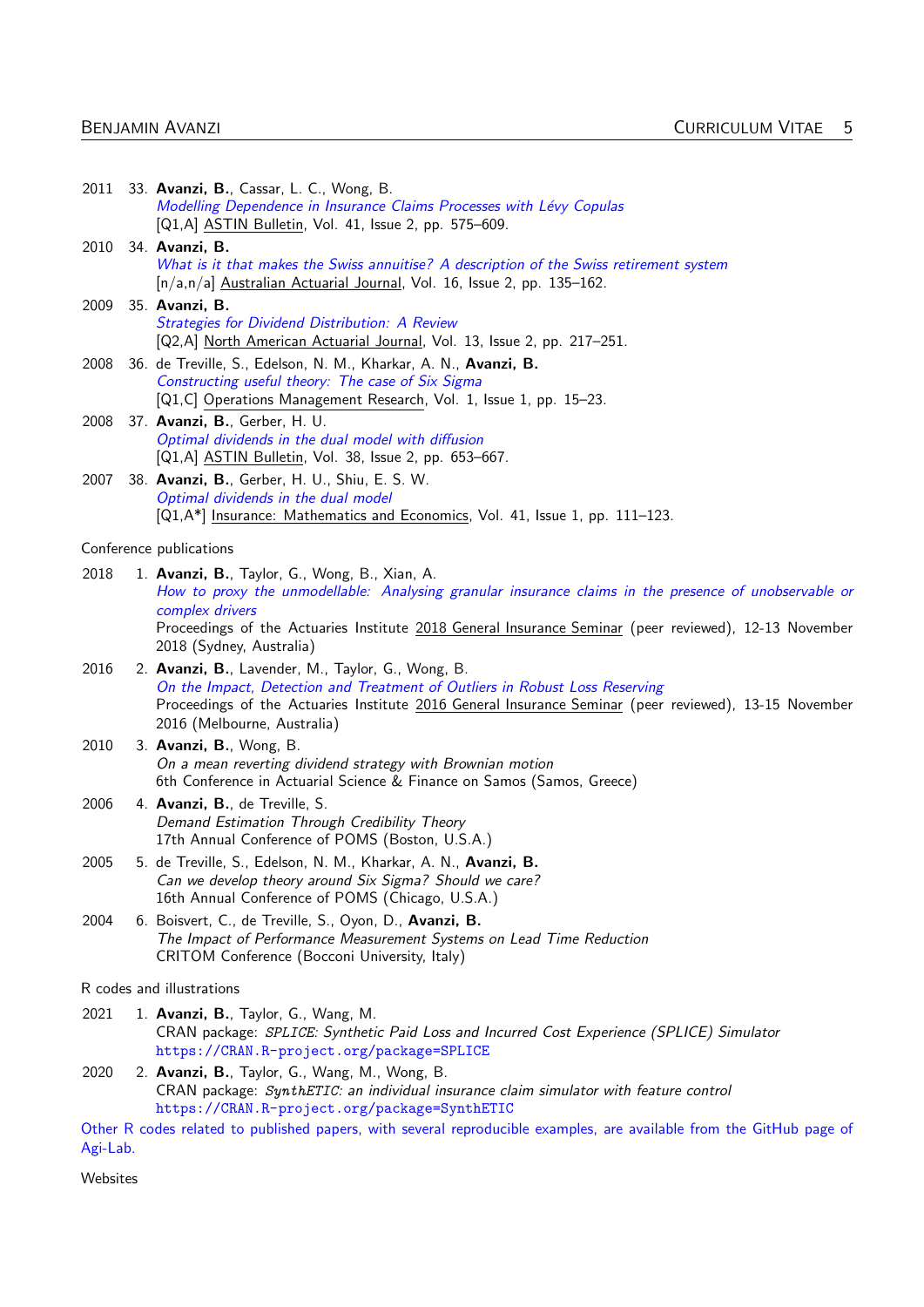2011 33. **Avanzi, B.**, Cassar, L. C., Wong, B.
*Modelling Dependence in Insurance Claims Processes with Lévy Copulas*
[Q1,A] ASTIN Bulletin, Vol. 41, Issue 2, pp. 575–609.

2010 34. **Avanzi, B.**
*What is it that makes the Swiss annuitise? A description of the Swiss retirement system*
[n/a,n/a] Australian Actuarial Journal, Vol. 16, Issue 2, pp. 135–162.

2009 35. **Avanzi, B.**
*Strategies for Dividend Distribution: A Review*
[Q2,A] North American Actuarial Journal, Vol. 13, Issue 2, pp. 217–251.

2008 36. de Treville, S., Edelson, N. M., Kharkar, A. N., **Avanzi, B.**
*Constructing useful theory: The case of Six Sigma*
[Q1,C] Operations Management Research, Vol. 1, Issue 1, pp. 15–23.

2008 37. **Avanzi, B.**, Gerber, H. U.
*Optimal dividends in the dual model with diffusion*
[Q1,A] ASTIN Bulletin, Vol. 38, Issue 2, pp. 653–667.

2007 38. **Avanzi, B.**, Gerber, H. U., Shiu, E. S. W.
*Optimal dividends in the dual model*
[Q1,A*] Insurance: Mathematics and Economics, Vol. 41, Issue 1, pp. 111–123.

Conference publications

2018 1. **Avanzi, B.**, Taylor, G., Wong, B., Xian, A.
*How to proxy the unmodellable: Analysing granular insurance claims in the presence of unobservable or complex drivers*
Proceedings of the Actuaries Institute 2018 General Insurance Seminar (peer reviewed), 12-13 November 2018 (Sydney, Australia)

2016 2. **Avanzi, B.**, Lavender, M., Taylor, G., Wong, B.
*On the Impact, Detection and Treatment of Outliers in Robust Loss Reserving*
Proceedings of the Actuaries Institute 2016 General Insurance Seminar (peer reviewed), 13-15 November 2016 (Melbourne, Australia)

2010 3. **Avanzi, B.**, Wong, B.
*On a mean reverting dividend strategy with Brownian motion*
6th Conference in Actuarial Science & Finance on Samos (Samos, Greece)

2006 4. **Avanzi, B.**, de Treville, S.
*Demand Estimation Through Credibility Theory*
17th Annual Conference of POMS (Boston, U.S.A.)

2005 5. de Treville, S., Edelson, N. M., Kharkar, A. N., **Avanzi, B.**
*Can we develop theory around Six Sigma? Should we care?*
16th Annual Conference of POMS (Chicago, U.S.A.)

2004 6. Boisvert, C., de Treville, S., Oyon, D., **Avanzi, B.**
*The Impact of Performance Measurement Systems on Lead Time Reduction*
CRITOM Conference (Bocconi University, Italy)

R codes and illustrations

2021 1. **Avanzi, B.**, Taylor, G., Wang, M.
CRAN package: *SPLICE: Synthetic Paid Loss and Incurred Cost Experience (SPLICE) Simulator*
https://CRAN.R-project.org/package=SPLICE

2020 2. **Avanzi, B.**, Taylor, G., Wang, M., Wong, B.
CRAN package: *SynthETIC: an individual insurance claim simulator with feature control*
https://CRAN.R-project.org/package=SynthETIC

Other R codes related to published papers, with several reproducible examples, are available from the GitHub page of Agi-Lab.

Websites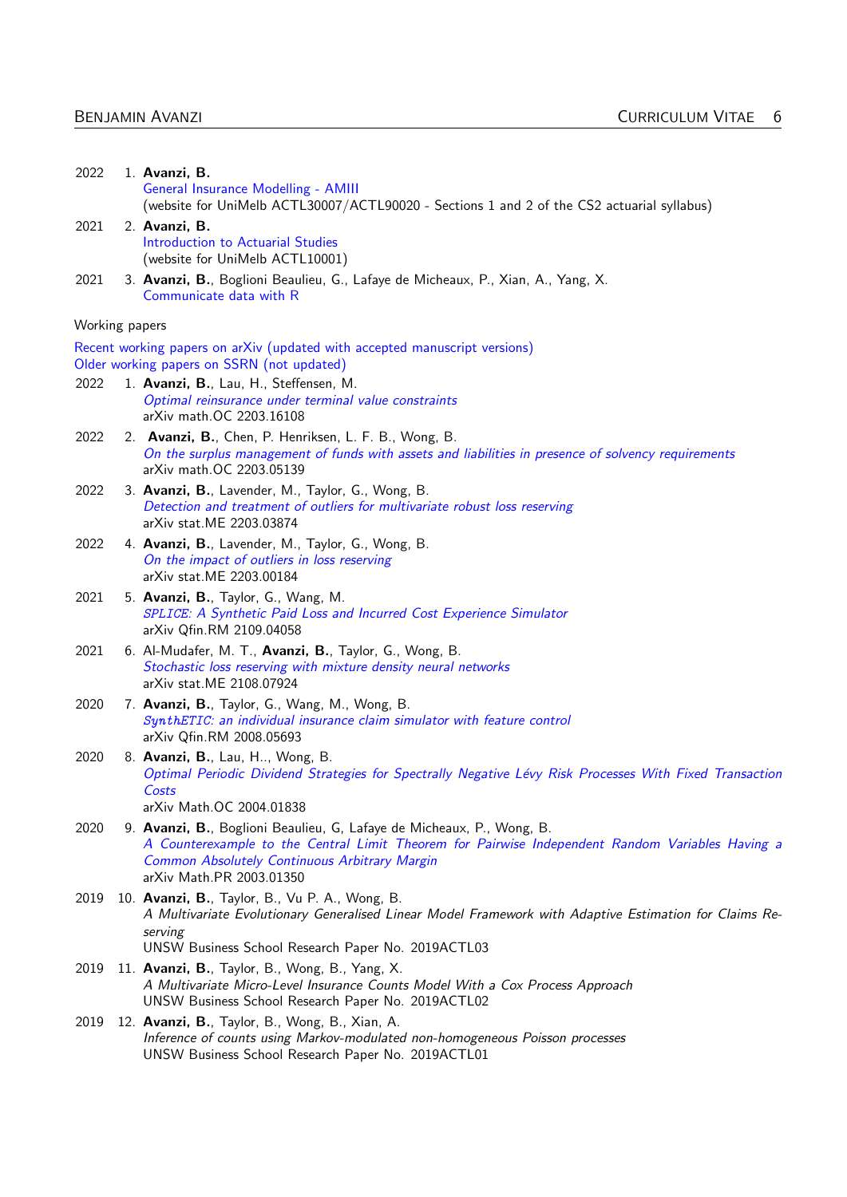2022 1. **Avanzi, B.**
General Insurance Modelling - AMIII
(website for UniMelb ACTL30007/ACTL90020 - Sections 1 and 2 of the CS2 actuarial syllabus)

2021 2. **Avanzi, B.**
Introduction to Actuarial Studies
(website for UniMelb ACTL10001)

2021 3. **Avanzi, B.**, Boglioni Beaulieu, G., Lafaye de Micheaux, P., Xian, A., Yang, X.
Communicate data with R

Working papers

Recent working papers on arXiv (updated with accepted manuscript versions)
Older working papers on SSRN (not updated)

2022 1. **Avanzi, B.**, Lau, H., Steffensen, M.
*Optimal reinsurance under terminal value constraints*
arXiv math.OC 2203.16108

2022 2. **Avanzi, B.**, Chen, P. Henriksen, L. F. B., Wong, B.
*On the surplus management of funds with assets and liabilities in presence of solvency requirements*
arXiv math.OC 2203.05139

2022 3. **Avanzi, B.**, Lavender, M., Taylor, G., Wong, B.
*Detection and treatment of outliers for multivariate robust loss reserving*
arXiv stat.ME 2203.03874

2022 4. **Avanzi, B.**, Lavender, M., Taylor, G., Wong, B.
*On the impact of outliers in loss reserving*
arXiv stat.ME 2203.00184

2021 5. **Avanzi, B.**, Taylor, G., Wang, M.
*SPLICE: A Synthetic Paid Loss and Incurred Cost Experience Simulator*
arXiv Qfin.RM 2109.04058

2021 6. Al-Mudafer, M. T., **Avanzi, B.**, Taylor, G., Wong, B.
*Stochastic loss reserving with mixture density neural networks*
arXiv stat.ME 2108.07924

2020 7. **Avanzi, B.**, Taylor, G., Wang, M., Wong, B.
*SynthETIC: an individual insurance claim simulator with feature control*
arXiv Qfin.RM 2008.05693

2020 8. **Avanzi, B.**, Lau, H.., Wong, B.
*Optimal Periodic Dividend Strategies for Spectrally Negative Lévy Risk Processes With Fixed Transaction Costs*
arXiv Math.OC 2004.01838

2020 9. **Avanzi, B.**, Boglioni Beaulieu, G, Lafaye de Micheaux, P., Wong, B.
*A Counterexample to the Central Limit Theorem for Pairwise Independent Random Variables Having a Common Absolutely Continuous Arbitrary Margin*
arXiv Math.PR 2003.01350

2019 10. **Avanzi, B.**, Taylor, B., Vu P. A., Wong, B.
*A Multivariate Evolutionary Generalised Linear Model Framework with Adaptive Estimation for Claims Reserving*
UNSW Business School Research Paper No. 2019ACTL03

2019 11. **Avanzi, B.**, Taylor, B., Wong, B., Yang, X.
*A Multivariate Micro-Level Insurance Counts Model With a Cox Process Approach*
UNSW Business School Research Paper No. 2019ACTL02

2019 12. **Avanzi, B.**, Taylor, B., Wong, B., Xian, A.
*Inference of counts using Markov-modulated non-homogeneous Poisson processes*
UNSW Business School Research Paper No. 2019ACTL01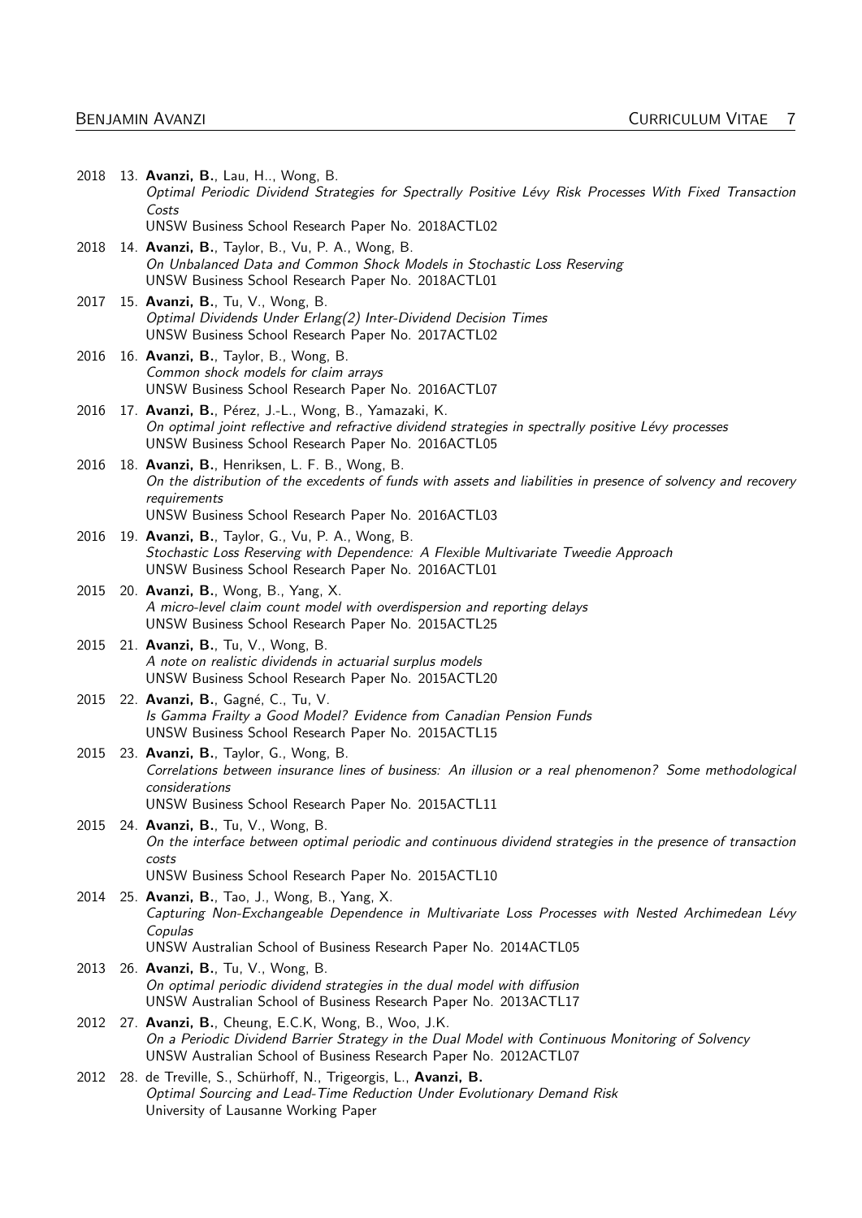2018 13. **Avanzi, B.**, Lau, H.., Wong, B.
*Optimal Periodic Dividend Strategies for Spectrally Positive Lévy Risk Processes With Fixed Transaction Costs*
UNSW Business School Research Paper No. 2018ACTL02

2018 14. **Avanzi, B.**, Taylor, B., Vu, P. A., Wong, B.
*On Unbalanced Data and Common Shock Models in Stochastic Loss Reserving*
UNSW Business School Research Paper No. 2018ACTL01

2017 15. **Avanzi, B.**, Tu, V., Wong, B.
*Optimal Dividends Under Erlang(2) Inter-Dividend Decision Times*
UNSW Business School Research Paper No. 2017ACTL02

2016 16. **Avanzi, B.**, Taylor, B., Wong, B.
*Common shock models for claim arrays*
UNSW Business School Research Paper No. 2016ACTL07

2016 17. **Avanzi, B.**, Pérez, J.-L., Wong, B., Yamazaki, K.
*On optimal joint reflective and refractive dividend strategies in spectrally positive Lévy processes*
UNSW Business School Research Paper No. 2016ACTL05

2016 18. **Avanzi, B.**, Henriksen, L. F. B., Wong, B.
*On the distribution of the excedents of funds with assets and liabilities in presence of solvency and recovery requirements*
UNSW Business School Research Paper No. 2016ACTL03

2016 19. **Avanzi, B.**, Taylor, G., Vu, P. A., Wong, B.
*Stochastic Loss Reserving with Dependence: A Flexible Multivariate Tweedie Approach*
UNSW Business School Research Paper No. 2016ACTL01

2015 20. **Avanzi, B.**, Wong, B., Yang, X.
*A micro-level claim count model with overdispersion and reporting delays*
UNSW Business School Research Paper No. 2015ACTL25

2015 21. **Avanzi, B.**, Tu, V., Wong, B.
*A note on realistic dividends in actuarial surplus models*
UNSW Business School Research Paper No. 2015ACTL20

2015 22. **Avanzi, B.**, Gagné, C., Tu, V.
*Is Gamma Frailty a Good Model? Evidence from Canadian Pension Funds*
UNSW Business School Research Paper No. 2015ACTL15

2015 23. **Avanzi, B.**, Taylor, G., Wong, B.
*Correlations between insurance lines of business: An illusion or a real phenomenon? Some methodological considerations*
UNSW Business School Research Paper No. 2015ACTL11

2015 24. **Avanzi, B.**, Tu, V., Wong, B.
*On the interface between optimal periodic and continuous dividend strategies in the presence of transaction costs*
UNSW Business School Research Paper No. 2015ACTL10

2014 25. **Avanzi, B.**, Tao, J., Wong, B., Yang, X.
*Capturing Non-Exchangeable Dependence in Multivariate Loss Processes with Nested Archimedean Lévy Copulas*
UNSW Australian School of Business Research Paper No. 2014ACTL05

2013 26. **Avanzi, B.**, Tu, V., Wong, B.
*On optimal periodic dividend strategies in the dual model with diffusion*
UNSW Australian School of Business Research Paper No. 2013ACTL17

2012 27. **Avanzi, B.**, Cheung, E.C.K, Wong, B., Woo, J.K.
*On a Periodic Dividend Barrier Strategy in the Dual Model with Continuous Monitoring of Solvency*
UNSW Australian School of Business Research Paper No. 2012ACTL07

2012 28. de Treville, S., Schürhoff, N., Trigeorgis, L., **Avanzi, B.**
*Optimal Sourcing and Lead-Time Reduction Under Evolutionary Demand Risk*
University of Lausanne Working Paper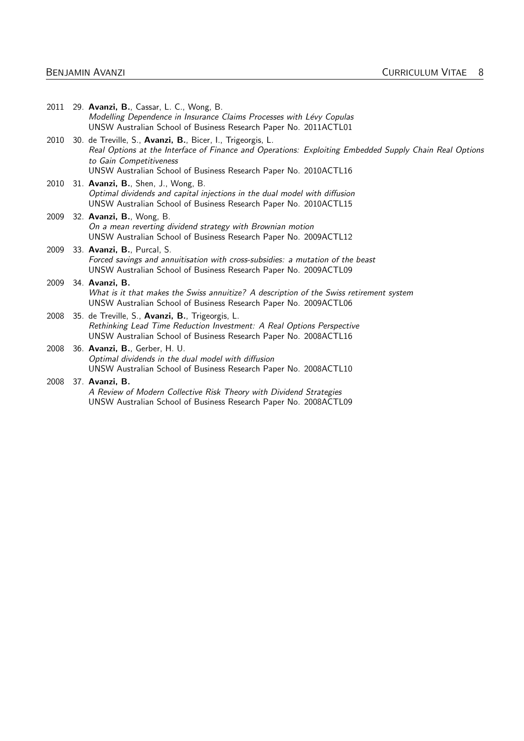2011 29. **Avanzi, B.**, Cassar, L. C., Wong, B.
*Modelling Dependence in Insurance Claims Processes with Lévy Copulas*
UNSW Australian School of Business Research Paper No. 2011ACTL01

2010 30. de Treville, S., **Avanzi, B.**, Bicer, I., Trigeorgis, L.
*Real Options at the Interface of Finance and Operations: Exploiting Embedded Supply Chain Real Options to Gain Competitiveness*
UNSW Australian School of Business Research Paper No. 2010ACTL16

2010 31. **Avanzi, B.**, Shen, J., Wong, B.
*Optimal dividends and capital injections in the dual model with diffusion*
UNSW Australian School of Business Research Paper No. 2010ACTL15

2009 32. **Avanzi, B.**, Wong, B.
*On a mean reverting dividend strategy with Brownian motion*
UNSW Australian School of Business Research Paper No. 2009ACTL12

2009 33. **Avanzi, B.**, Purcal, S.
*Forced savings and annuitisation with cross-subsidies: a mutation of the beast*
UNSW Australian School of Business Research Paper No. 2009ACTL09

2009 34. **Avanzi, B.**
*What is it that makes the Swiss annuitize? A description of the Swiss retirement system*
UNSW Australian School of Business Research Paper No. 2009ACTL06

2008 35. de Treville, S., **Avanzi, B.**, Trigeorgis, L.
*Rethinking Lead Time Reduction Investment: A Real Options Perspective*
UNSW Australian School of Business Research Paper No. 2008ACTL16

2008 36. **Avanzi, B.**, Gerber, H. U.
*Optimal dividends in the dual model with diffusion*
UNSW Australian School of Business Research Paper No. 2008ACTL10

2008 37. **Avanzi, B.**
*A Review of Modern Collective Risk Theory with Dividend Strategies*
UNSW Australian School of Business Research Paper No. 2008ACTL09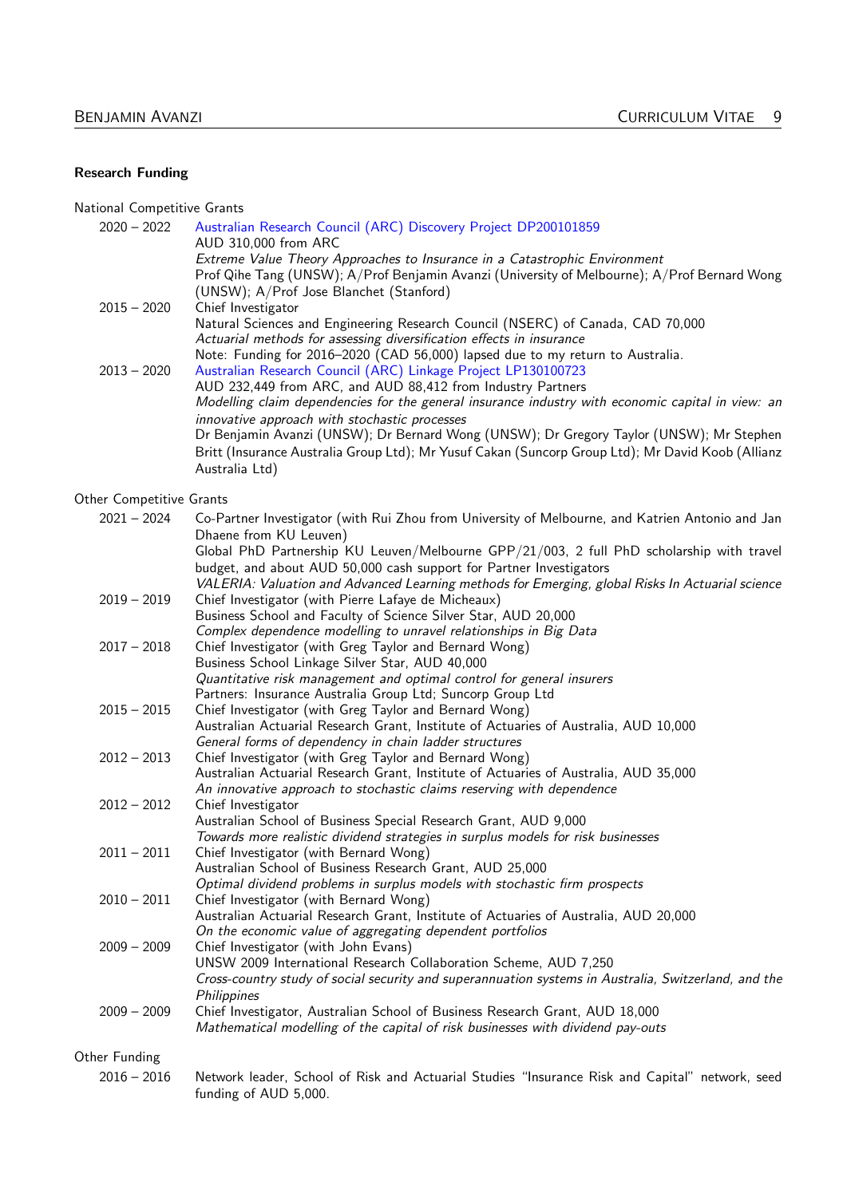### Research Funding

National Competitive Grants

2020 – 2022 Australian Research Council (ARC) Discovery Project DP200101859
AUD 310,000 from ARC
*Extreme Value Theory Approaches to Insurance in a Catastrophic Environment*
Prof Qihe Tang (UNSW); A/Prof Benjamin Avanzi (University of Melbourne); A/Prof Bernard Wong (UNSW); A/Prof Jose Blanchet (Stanford)

2015 – 2020 Chief Investigator
Natural Sciences and Engineering Research Council (NSERC) of Canada, CAD 70,000
*Actuarial methods for assessing diversification effects in insurance*
Note: Funding for 2016–2020 (CAD 56,000) lapsed due to my return to Australia.

2013 – 2020 Australian Research Council (ARC) Linkage Project LP130100723
AUD 232,449 from ARC, and AUD 88,412 from Industry Partners
*Modelling claim dependencies for the general insurance industry with economic capital in view: an innovative approach with stochastic processes*
Dr Benjamin Avanzi (UNSW); Dr Bernard Wong (UNSW); Dr Gregory Taylor (UNSW); Mr Stephen Britt (Insurance Australia Group Ltd); Mr Yusuf Cakan (Suncorp Group Ltd); Mr David Koob (Allianz Australia Ltd)

Other Competitive Grants

2021 – 2024 Co-Partner Investigator (with Rui Zhou from University of Melbourne, and Katrien Antonio and Jan Dhaene from KU Leuven)
Global PhD Partnership KU Leuven/Melbourne GPP/21/003, 2 full PhD scholarship with travel budget, and about AUD 50,000 cash support for Partner Investigators
*VALERIA: Valuation and Advanced Learning methods for Emerging, global Risks In Actuarial science*

2019 – 2019 Chief Investigator (with Pierre Lafaye de Micheaux)
Business School and Faculty of Science Silver Star, AUD 20,000
*Complex dependence modelling to unravel relationships in Big Data*

2017 – 2018 Chief Investigator (with Greg Taylor and Bernard Wong)
Business School Linkage Silver Star, AUD 40,000
*Quantitative risk management and optimal control for general insurers*
Partners: Insurance Australia Group Ltd; Suncorp Group Ltd

2015 – 2015 Chief Investigator (with Greg Taylor and Bernard Wong)
Australian Actuarial Research Grant, Institute of Actuaries of Australia, AUD 10,000
*General forms of dependency in chain ladder structures*

2012 – 2013 Chief Investigator (with Greg Taylor and Bernard Wong)
Australian Actuarial Research Grant, Institute of Actuaries of Australia, AUD 35,000
*An innovative approach to stochastic claims reserving with dependence*

2012 – 2012 Chief Investigator
Australian School of Business Special Research Grant, AUD 9,000
*Towards more realistic dividend strategies in surplus models for risk businesses*

2011 – 2011 Chief Investigator (with Bernard Wong)
Australian School of Business Research Grant, AUD 25,000
*Optimal dividend problems in surplus models with stochastic firm prospects*

2010 – 2011 Chief Investigator (with Bernard Wong)
Australian Actuarial Research Grant, Institute of Actuaries of Australia, AUD 20,000
*On the economic value of aggregating dependent portfolios*

2009 – 2009 Chief Investigator (with John Evans)
UNSW 2009 International Research Collaboration Scheme, AUD 7,250
*Cross-country study of social security and superannuation systems in Australia, Switzerland, and the Philippines*

2009 – 2009 Chief Investigator, Australian School of Business Research Grant, AUD 18,000
*Mathematical modelling of the capital of risk businesses with dividend pay-outs*

Other Funding

2016 – 2016 Network leader, School of Risk and Actuarial Studies "Insurance Risk and Capital" network, seed funding of AUD 5,000.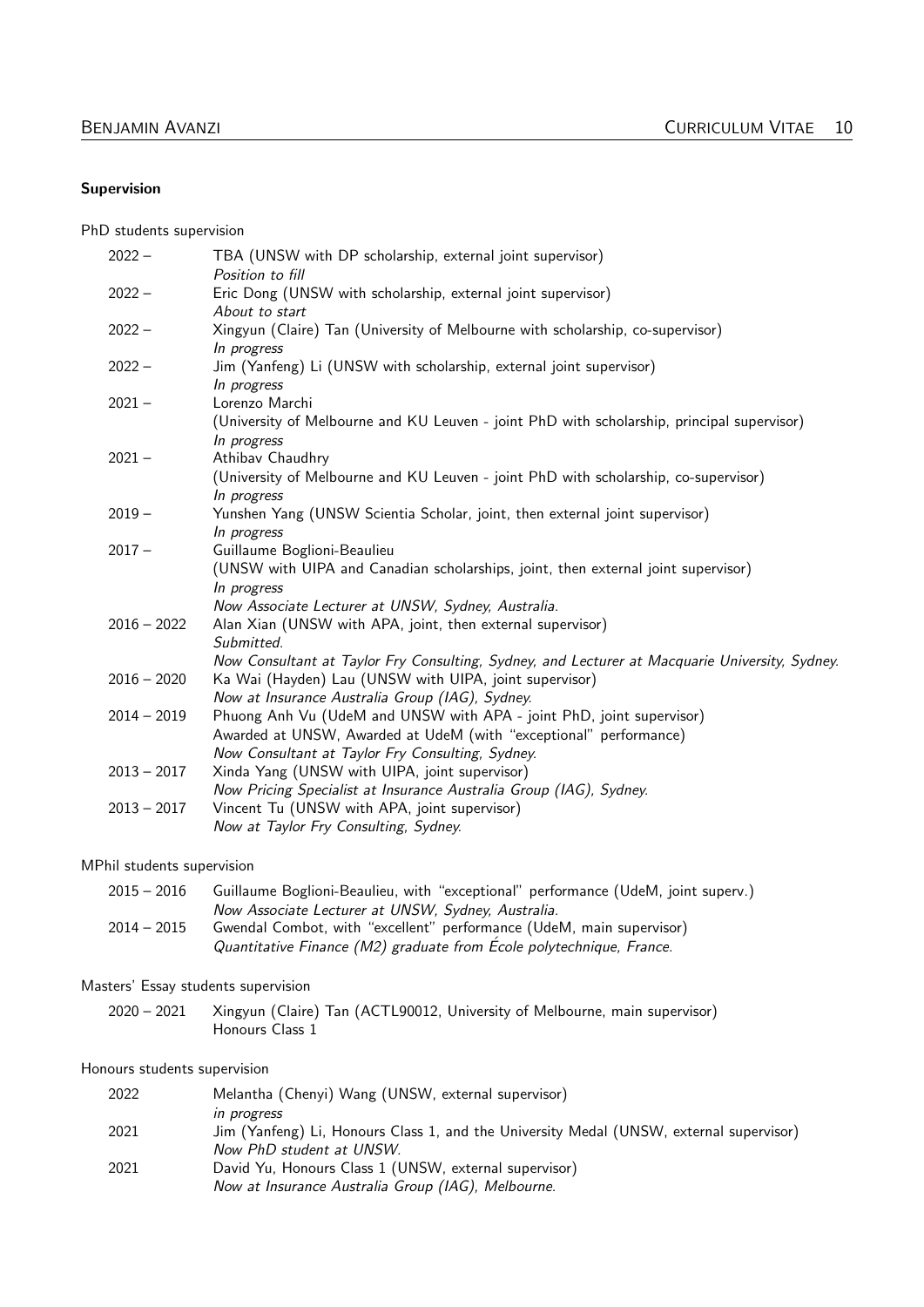### Supervision

PhD students supervision

- 2022 – TBA (UNSW with DP scholarship, external joint supervisor)
  *Position to fill*
- 2022 – Eric Dong (UNSW with scholarship, external joint supervisor)
  *About to start*
- 2022 – Xingyun (Claire) Tan (University of Melbourne with scholarship, co-supervisor)
  *In progress*
- 2022 – Jim (Yanfeng) Li (UNSW with scholarship, external joint supervisor)
  *In progress*
- 2021 – Lorenzo Marchi
  (University of Melbourne and KU Leuven - joint PhD with scholarship, principal supervisor)
  *In progress*
- 2021 – Athibav Chaudhry
  (University of Melbourne and KU Leuven - joint PhD with scholarship, co-supervisor)
  *In progress*
- 2019 – Yunshen Yang (UNSW Scientia Scholar, joint, then external joint supervisor)
  *In progress*
- 2017 – Guillaume Boglioni-Beaulieu
  (UNSW with UIPA and Canadian scholarships, joint, then external joint supervisor)
  *In progress*
  *Now Associate Lecturer at UNSW, Sydney, Australia.*
- 2016 – 2022 Alan Xian (UNSW with APA, joint, then external supervisor)
  *Submitted.*
  *Now Consultant at Taylor Fry Consulting, Sydney, and Lecturer at Macquarie University, Sydney.*
- 2016 – 2020 Ka Wai (Hayden) Lau (UNSW with UIPA, joint supervisor)
  *Now at Insurance Australia Group (IAG), Sydney.*
- 2014 – 2019 Phuong Anh Vu (UdeM and UNSW with APA - joint PhD, joint supervisor)
  Awarded at UNSW, Awarded at UdeM (with "exceptional" performance)
  *Now Consultant at Taylor Fry Consulting, Sydney.*
- 2013 – 2017 Xinda Yang (UNSW with UIPA, joint supervisor)
  *Now Pricing Specialist at Insurance Australia Group (IAG), Sydney.*
- 2013 – 2017 Vincent Tu (UNSW with APA, joint supervisor)
  *Now at Taylor Fry Consulting, Sydney.*

MPhil students supervision

- 2015 – 2016 Guillaume Boglioni-Beaulieu, with "exceptional" performance (UdeM, joint superv.)
  *Now Associate Lecturer at UNSW, Sydney, Australia.*
- 2014 – 2015 Gwendal Combot, with "excellent" performance (UdeM, main supervisor)
  *Quantitative Finance (M2) graduate from École polytechnique, France.*

Masters' Essay students supervision

- 2020 – 2021 Xingyun (Claire) Tan (ACTL90012, University of Melbourne, main supervisor)
  Honours Class 1

Honours students supervision

- 2022 Melantha (Chenyi) Wang (UNSW, external supervisor)
  *in progress*
- 2021 Jim (Yanfeng) Li, Honours Class 1, and the University Medal (UNSW, external supervisor)
  *Now PhD student at UNSW.*
- 2021 David Yu, Honours Class 1 (UNSW, external supervisor)
  *Now at Insurance Australia Group (IAG), Melbourne.*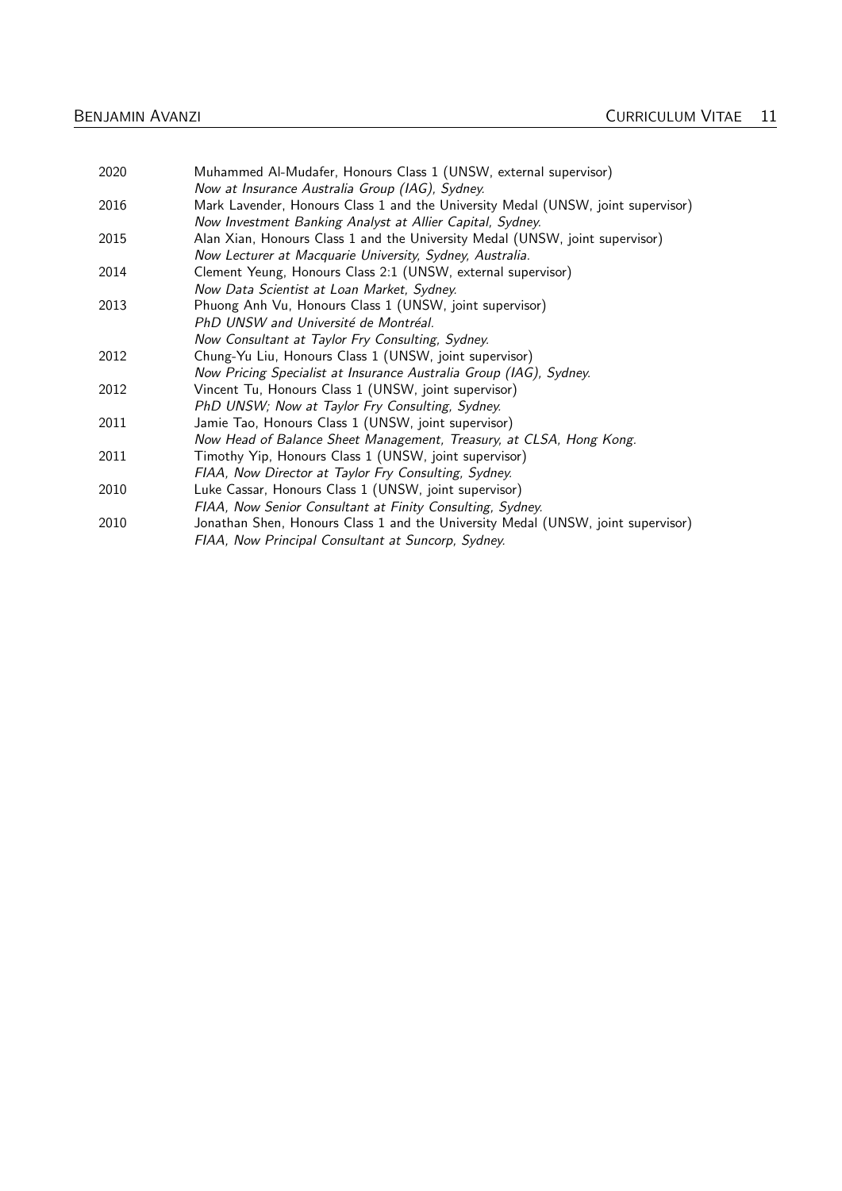| | |
|---|---|
| 2020 | Muhammed Al-Mudafer, Honours Class 1 (UNSW, external supervisor)<br>*Now at Insurance Australia Group (IAG), Sydney.* |
| 2016 | Mark Lavender, Honours Class 1 and the University Medal (UNSW, joint supervisor)<br>*Now Investment Banking Analyst at Allier Capital, Sydney.* |
| 2015 | Alan Xian, Honours Class 1 and the University Medal (UNSW, joint supervisor)<br>*Now Lecturer at Macquarie University, Sydney, Australia.* |
| 2014 | Clement Yeung, Honours Class 2:1 (UNSW, external supervisor)<br>*Now Data Scientist at Loan Market, Sydney.* |
| 2013 | Phuong Anh Vu, Honours Class 1 (UNSW, joint supervisor)<br>*PhD UNSW and Université de Montréal.*<br>*Now Consultant at Taylor Fry Consulting, Sydney.* |
| 2012 | Chung-Yu Liu, Honours Class 1 (UNSW, joint supervisor)<br>*Now Pricing Specialist at Insurance Australia Group (IAG), Sydney.* |
| 2012 | Vincent Tu, Honours Class 1 (UNSW, joint supervisor)<br>*PhD UNSW; Now at Taylor Fry Consulting, Sydney.* |
| 2011 | Jamie Tao, Honours Class 1 (UNSW, joint supervisor)<br>*Now Head of Balance Sheet Management, Treasury, at CLSA, Hong Kong.* |
| 2011 | Timothy Yip, Honours Class 1 (UNSW, joint supervisor)<br>*FIAA, Now Director at Taylor Fry Consulting, Sydney.* |
| 2010 | Luke Cassar, Honours Class 1 (UNSW, joint supervisor)<br>*FIAA, Now Senior Consultant at Finity Consulting, Sydney.* |
| 2010 | Jonathan Shen, Honours Class 1 and the University Medal (UNSW, joint supervisor)<br>*FIAA, Now Principal Consultant at Suncorp, Sydney.* |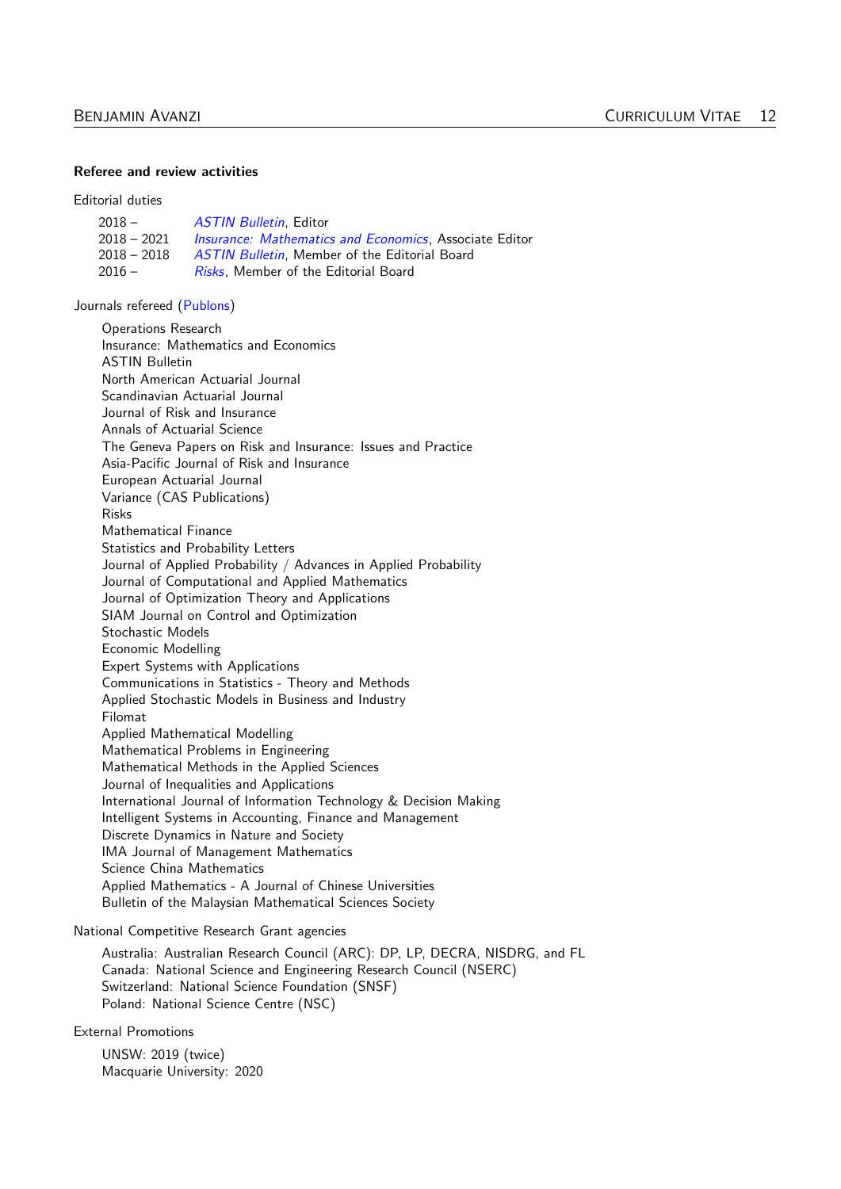**Referee and review activities**

Editorial duties

| | |
|---|---|
| 2018 – | *ASTIN Bulletin*, Editor |
| 2018 – 2021 | *Insurance: Mathematics and Economics*, Associate Editor |
| 2018 – 2018 | *ASTIN Bulletin*, Member of the Editorial Board |
| 2016 – | *Risks*, Member of the Editorial Board |

Journals refereed (Publons)

Operations Research
Insurance: Mathematics and Economics
ASTIN Bulletin
North American Actuarial Journal
Scandinavian Actuarial Journal
Journal of Risk and Insurance
Annals of Actuarial Science
The Geneva Papers on Risk and Insurance: Issues and Practice
Asia-Pacific Journal of Risk and Insurance
European Actuarial Journal
Variance (CAS Publications)
Risks
Mathematical Finance
Statistics and Probability Letters
Journal of Applied Probability / Advances in Applied Probability
Journal of Computational and Applied Mathematics
Journal of Optimization Theory and Applications
SIAM Journal on Control and Optimization
Stochastic Models
Economic Modelling
Expert Systems with Applications
Communications in Statistics - Theory and Methods
Applied Stochastic Models in Business and Industry
Filomat
Applied Mathematical Modelling
Mathematical Problems in Engineering
Mathematical Methods in the Applied Sciences
Journal of Inequalities and Applications
International Journal of Information Technology & Decision Making
Intelligent Systems in Accounting, Finance and Management
Discrete Dynamics in Nature and Society
IMA Journal of Management Mathematics
Science China Mathematics
Applied Mathematics - A Journal of Chinese Universities
Bulletin of the Malaysian Mathematical Sciences Society

National Competitive Research Grant agencies

Australia: Australian Research Council (ARC): DP, LP, DECRA, NISDRG, and FL
Canada: National Science and Engineering Research Council (NSERC)
Switzerland: National Science Foundation (SNSF)
Poland: National Science Centre (NSC)

External Promotions

UNSW: 2019 (twice)
Macquarie University: 2020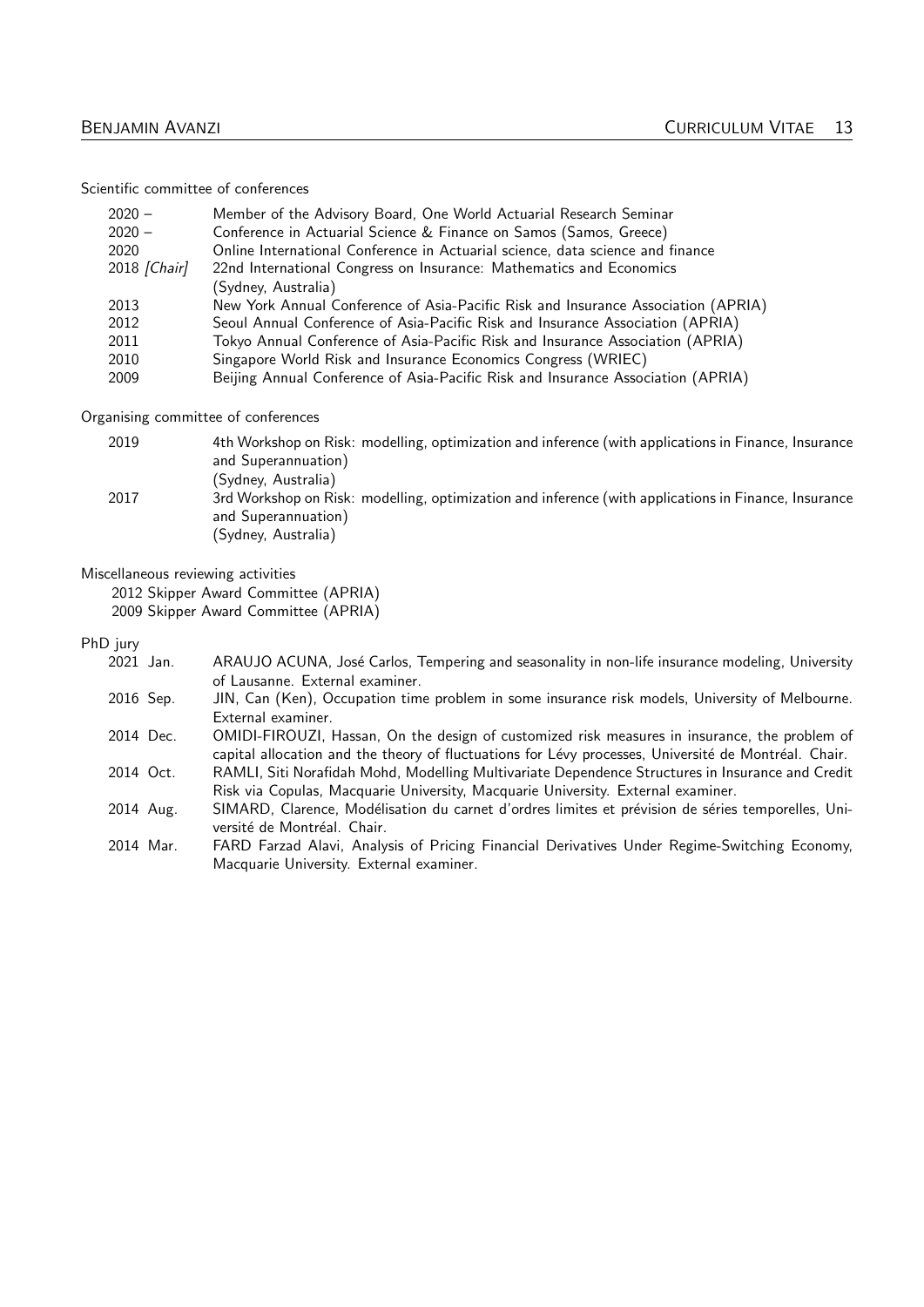Scientific committee of conferences

| | |
|---|---|
| 2020 – | Member of the Advisory Board, One World Actuarial Research Seminar |
| 2020 – | Conference in Actuarial Science & Finance on Samos (Samos, Greece) |
| 2020 | Online International Conference in Actuarial science, data science and finance |
| 2018 *[Chair]* | 22nd International Congress on Insurance: Mathematics and Economics (Sydney, Australia) |
| 2013 | New York Annual Conference of Asia-Pacific Risk and Insurance Association (APRIA) |
| 2012 | Seoul Annual Conference of Asia-Pacific Risk and Insurance Association (APRIA) |
| 2011 | Tokyo Annual Conference of Asia-Pacific Risk and Insurance Association (APRIA) |
| 2010 | Singapore World Risk and Insurance Economics Congress (WRIEC) |
| 2009 | Beijing Annual Conference of Asia-Pacific Risk and Insurance Association (APRIA) |

Organising committee of conferences

| | |
|---|---|
| 2019 | 4th Workshop on Risk: modelling, optimization and inference (with applications in Finance, Insurance and Superannuation) (Sydney, Australia) |
| 2017 | 3rd Workshop on Risk: modelling, optimization and inference (with applications in Finance, Insurance and Superannuation) (Sydney, Australia) |

Miscellaneous reviewing activities

2012 Skipper Award Committee (APRIA)
2009 Skipper Award Committee (APRIA)

PhD jury

| | |
|---|---|
| 2021 Jan. | ARAUJO ACUNA, José Carlos, Tempering and seasonality in non-life insurance modeling, University of Lausanne. External examiner. |
| 2016 Sep. | JIN, Can (Ken), Occupation time problem in some insurance risk models, University of Melbourne. External examiner. |
| 2014 Dec. | OMIDI-FIROUZI, Hassan, On the design of customized risk measures in insurance, the problem of capital allocation and the theory of fluctuations for Lévy processes, Université de Montréal. Chair. |
| 2014 Oct. | RAMLI, Siti Norafidah Mohd, Modelling Multivariate Dependence Structures in Insurance and Credit Risk via Copulas, Macquarie University, Macquarie University. External examiner. |
| 2014 Aug. | SIMARD, Clarence, Modélisation du carnet d'ordres limites et prévision de séries temporelles, Université de Montréal. Chair. |
| 2014 Mar. | FARD Farzad Alavi, Analysis of Pricing Financial Derivatives Under Regime-Switching Economy, Macquarie University. External examiner. |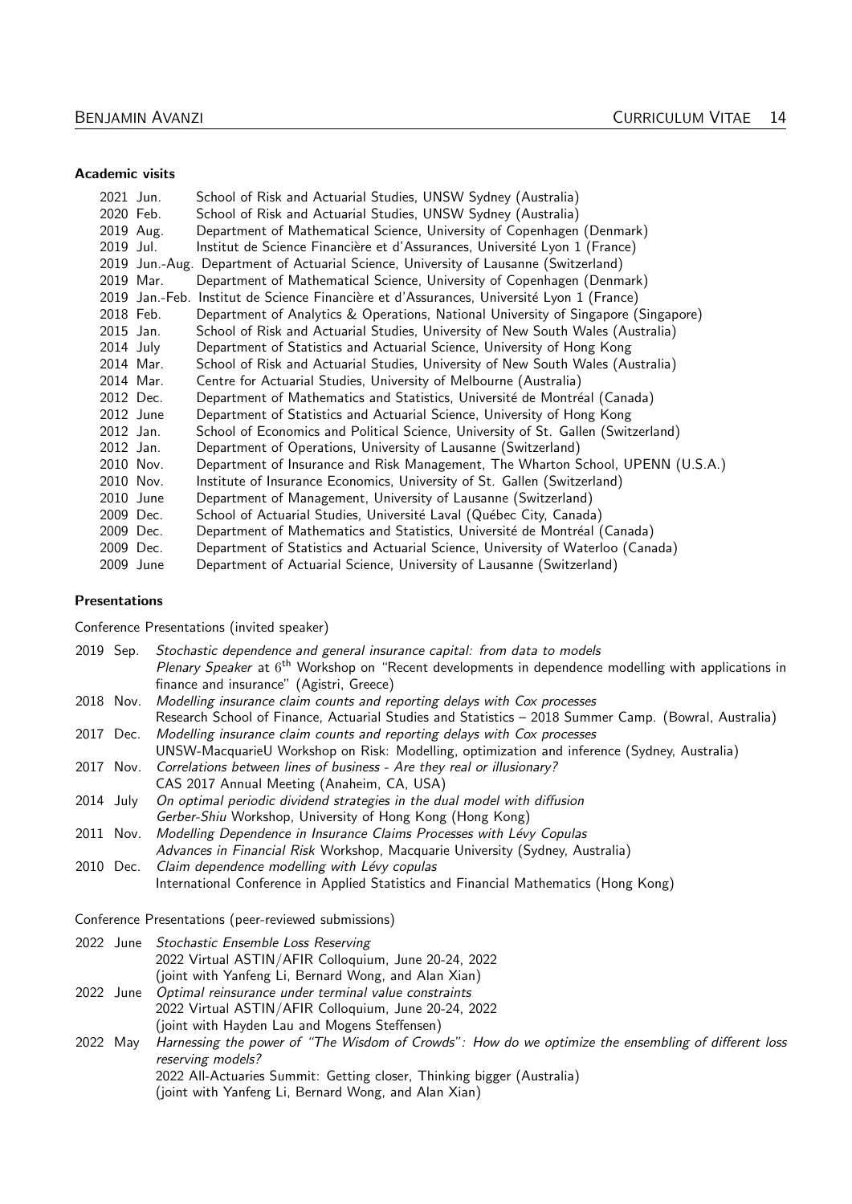**Academic visits**

- 2021 Jun. School of Risk and Actuarial Studies, UNSW Sydney (Australia)
- 2020 Feb. School of Risk and Actuarial Studies, UNSW Sydney (Australia)
- 2019 Aug. Department of Mathematical Science, University of Copenhagen (Denmark)
- 2019 Jul. Institut de Science Financière et d'Assurances, Université Lyon 1 (France)
- 2019 Jun.-Aug. Department of Actuarial Science, University of Lausanne (Switzerland)
- 2019 Mar. Department of Mathematical Science, University of Copenhagen (Denmark)
- 2019 Jan.-Feb. Institut de Science Financière et d'Assurances, Université Lyon 1 (France)
- 2018 Feb. Department of Analytics & Operations, National University of Singapore (Singapore)
- 2015 Jan. School of Risk and Actuarial Studies, University of New South Wales (Australia)
- 2014 July Department of Statistics and Actuarial Science, University of Hong Kong
- 2014 Mar. School of Risk and Actuarial Studies, University of New South Wales (Australia)
- 2014 Mar. Centre for Actuarial Studies, University of Melbourne (Australia)
- 2012 Dec. Department of Mathematics and Statistics, Université de Montréal (Canada)
- 2012 June Department of Statistics and Actuarial Science, University of Hong Kong
- 2012 Jan. School of Economics and Political Science, University of St. Gallen (Switzerland)
- 2012 Jan. Department of Operations, University of Lausanne (Switzerland)
- 2010 Nov. Department of Insurance and Risk Management, The Wharton School, UPENN (U.S.A.)
- 2010 Nov. Institute of Insurance Economics, University of St. Gallen (Switzerland)
- 2010 June Department of Management, University of Lausanne (Switzerland)
- 2009 Dec. School of Actuarial Studies, Université Laval (Québec City, Canada)
- 2009 Dec. Department of Mathematics and Statistics, Université de Montréal (Canada)
- 2009 Dec. Department of Statistics and Actuarial Science, University of Waterloo (Canada)
- 2009 June Department of Actuarial Science, University of Lausanne (Switzerland)

**Presentations**

Conference Presentations (invited speaker)

- 2019 Sep. *Stochastic dependence and general insurance capital: from data to models*
  *Plenary Speaker* at 6th Workshop on "Recent developments in dependence modelling with applications in finance and insurance" (Agistri, Greece)
- 2018 Nov. *Modelling insurance claim counts and reporting delays with Cox processes*
  Research School of Finance, Actuarial Studies and Statistics – 2018 Summer Camp. (Bowral, Australia)
- 2017 Dec. *Modelling insurance claim counts and reporting delays with Cox processes*
  UNSW-MacquarieU Workshop on Risk: Modelling, optimization and inference (Sydney, Australia)
- 2017 Nov. *Correlations between lines of business - Are they real or illusionary?*
  CAS 2017 Annual Meeting (Anaheim, CA, USA)
- 2014 July *On optimal periodic dividend strategies in the dual model with diffusion*
  *Gerber-Shiu* Workshop, University of Hong Kong (Hong Kong)
- 2011 Nov. *Modelling Dependence in Insurance Claims Processes with Lévy Copulas*
  *Advances in Financial Risk* Workshop, Macquarie University (Sydney, Australia)
- 2010 Dec. *Claim dependence modelling with Lévy copulas*
  International Conference in Applied Statistics and Financial Mathematics (Hong Kong)

Conference Presentations (peer-reviewed submissions)

- 2022 June *Stochastic Ensemble Loss Reserving*
  2022 Virtual ASTIN/AFIR Colloquium, June 20-24, 2022
  (joint with Yanfeng Li, Bernard Wong, and Alan Xian)
- 2022 June *Optimal reinsurance under terminal value constraints*
  2022 Virtual ASTIN/AFIR Colloquium, June 20-24, 2022
  (joint with Hayden Lau and Mogens Steffensen)
- 2022 May *Harnessing the power of "The Wisdom of Crowds": How do we optimize the ensembling of different loss reserving models?*
  2022 All-Actuaries Summit: Getting closer, Thinking bigger (Australia)
  (joint with Yanfeng Li, Bernard Wong, and Alan Xian)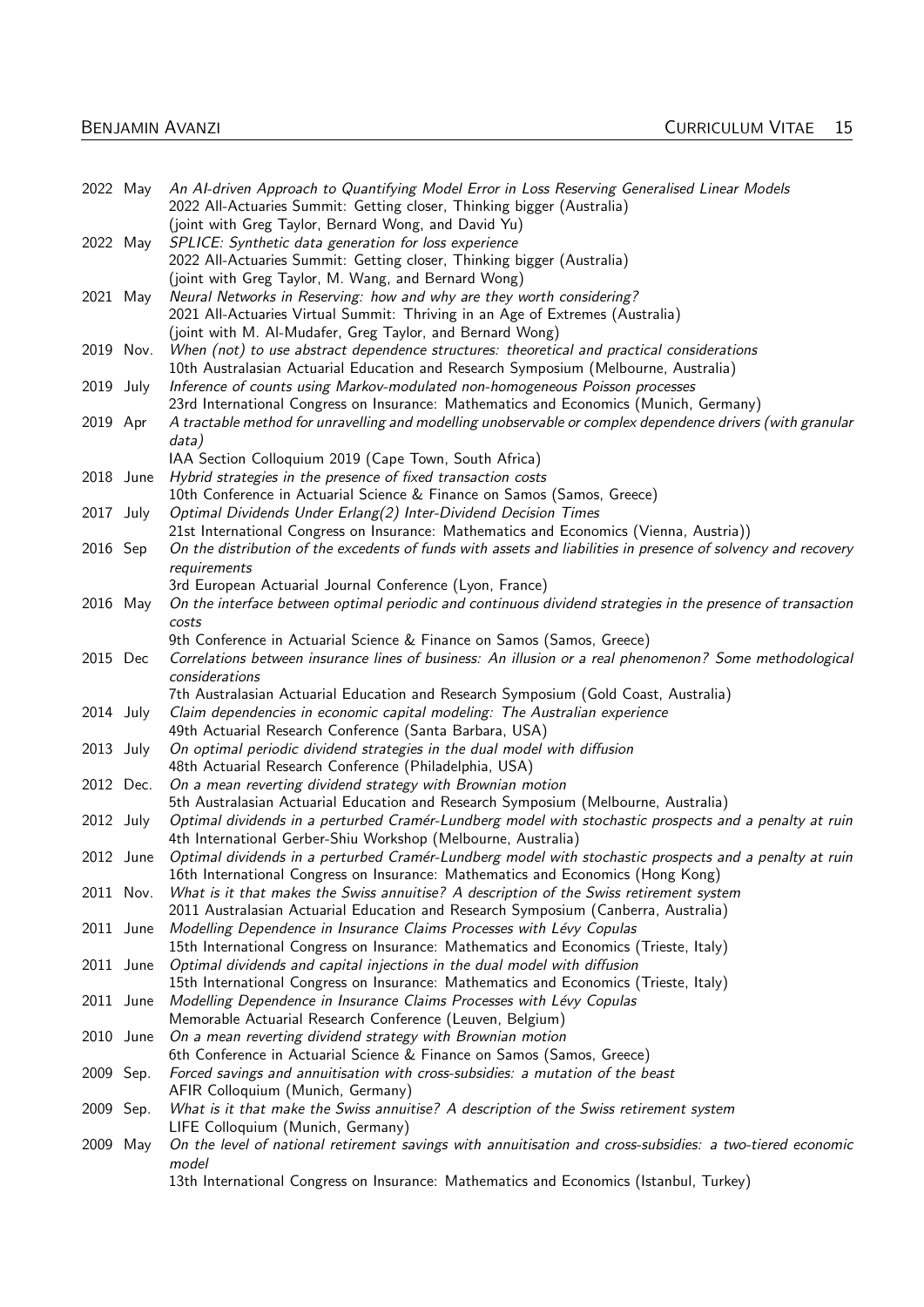| | |
|---|---|
| 2022 May | *An AI-driven Approach to Quantifying Model Error in Loss Reserving Generalised Linear Models*<br>2022 All-Actuaries Summit: Getting closer, Thinking bigger (Australia)<br>(joint with Greg Taylor, Bernard Wong, and David Yu) |
| 2022 May | *SPLICE: Synthetic data generation for loss experience*<br>2022 All-Actuaries Summit: Getting closer, Thinking bigger (Australia)<br>(joint with Greg Taylor, M. Wang, and Bernard Wong) |
| 2021 May | *Neural Networks in Reserving: how and why are they worth considering?*<br>2021 All-Actuaries Virtual Summit: Thriving in an Age of Extremes (Australia)<br>(joint with M. Al-Mudafer, Greg Taylor, and Bernard Wong) |
| 2019 Nov. | *When (not) to use abstract dependence structures: theoretical and practical considerations*<br>10th Australasian Actuarial Education and Research Symposium (Melbourne, Australia) |
| 2019 July | *Inference of counts using Markov-modulated non-homogeneous Poisson processes*<br>23rd International Congress on Insurance: Mathematics and Economics (Munich, Germany) |
| 2019 Apr | *A tractable method for unravelling and modelling unobservable or complex dependence drivers (with granular data)*<br>IAA Section Colloquium 2019 (Cape Town, South Africa) |
| 2018 June | *Hybrid strategies in the presence of fixed transaction costs*<br>10th Conference in Actuarial Science & Finance on Samos (Samos, Greece) |
| 2017 July | *Optimal Dividends Under Erlang(2) Inter-Dividend Decision Times*<br>21st International Congress on Insurance: Mathematics and Economics (Vienna, Austria)) |
| 2016 Sep | *On the distribution of the excedents of funds with assets and liabilities in presence of solvency and recovery requirements*<br>3rd European Actuarial Journal Conference (Lyon, France) |
| 2016 May | *On the interface between optimal periodic and continuous dividend strategies in the presence of transaction costs*<br>9th Conference in Actuarial Science & Finance on Samos (Samos, Greece) |
| 2015 Dec | *Correlations between insurance lines of business: An illusion or a real phenomenon? Some methodological considerations*<br>7th Australasian Actuarial Education and Research Symposium (Gold Coast, Australia) |
| 2014 July | *Claim dependencies in economic capital modeling: The Australian experience*<br>49th Actuarial Research Conference (Santa Barbara, USA) |
| 2013 July | *On optimal periodic dividend strategies in the dual model with diffusion*<br>48th Actuarial Research Conference (Philadelphia, USA) |
| 2012 Dec. | *On a mean reverting dividend strategy with Brownian motion*<br>5th Australasian Actuarial Education and Research Symposium (Melbourne, Australia) |
| 2012 July | *Optimal dividends in a perturbed Cramér-Lundberg model with stochastic prospects and a penalty at ruin*<br>4th International Gerber-Shiu Workshop (Melbourne, Australia) |
| 2012 June | *Optimal dividends in a perturbed Cramér-Lundberg model with stochastic prospects and a penalty at ruin*<br>16th International Congress on Insurance: Mathematics and Economics (Hong Kong) |
| 2011 Nov. | *What is it that makes the Swiss annuitise? A description of the Swiss retirement system*<br>2011 Australasian Actuarial Education and Research Symposium (Canberra, Australia) |
| 2011 June | *Modelling Dependence in Insurance Claims Processes with Lévy Copulas*<br>15th International Congress on Insurance: Mathematics and Economics (Trieste, Italy) |
| 2011 June | *Optimal dividends and capital injections in the dual model with diffusion*<br>15th International Congress on Insurance: Mathematics and Economics (Trieste, Italy) |
| 2011 June | *Modelling Dependence in Insurance Claims Processes with Lévy Copulas*<br>Memorable Actuarial Research Conference (Leuven, Belgium) |
| 2010 June | *On a mean reverting dividend strategy with Brownian motion*<br>6th Conference in Actuarial Science & Finance on Samos (Samos, Greece) |
| 2009 Sep. | *Forced savings and annuitisation with cross-subsidies: a mutation of the beast*<br>AFIR Colloquium (Munich, Germany) |
| 2009 Sep. | *What is it that make the Swiss annuitise? A description of the Swiss retirement system*<br>LIFE Colloquium (Munich, Germany) |
| 2009 May | *On the level of national retirement savings with annuitisation and cross-subsidies: a two-tiered economic model*<br>13th International Congress on Insurance: Mathematics and Economics (Istanbul, Turkey) |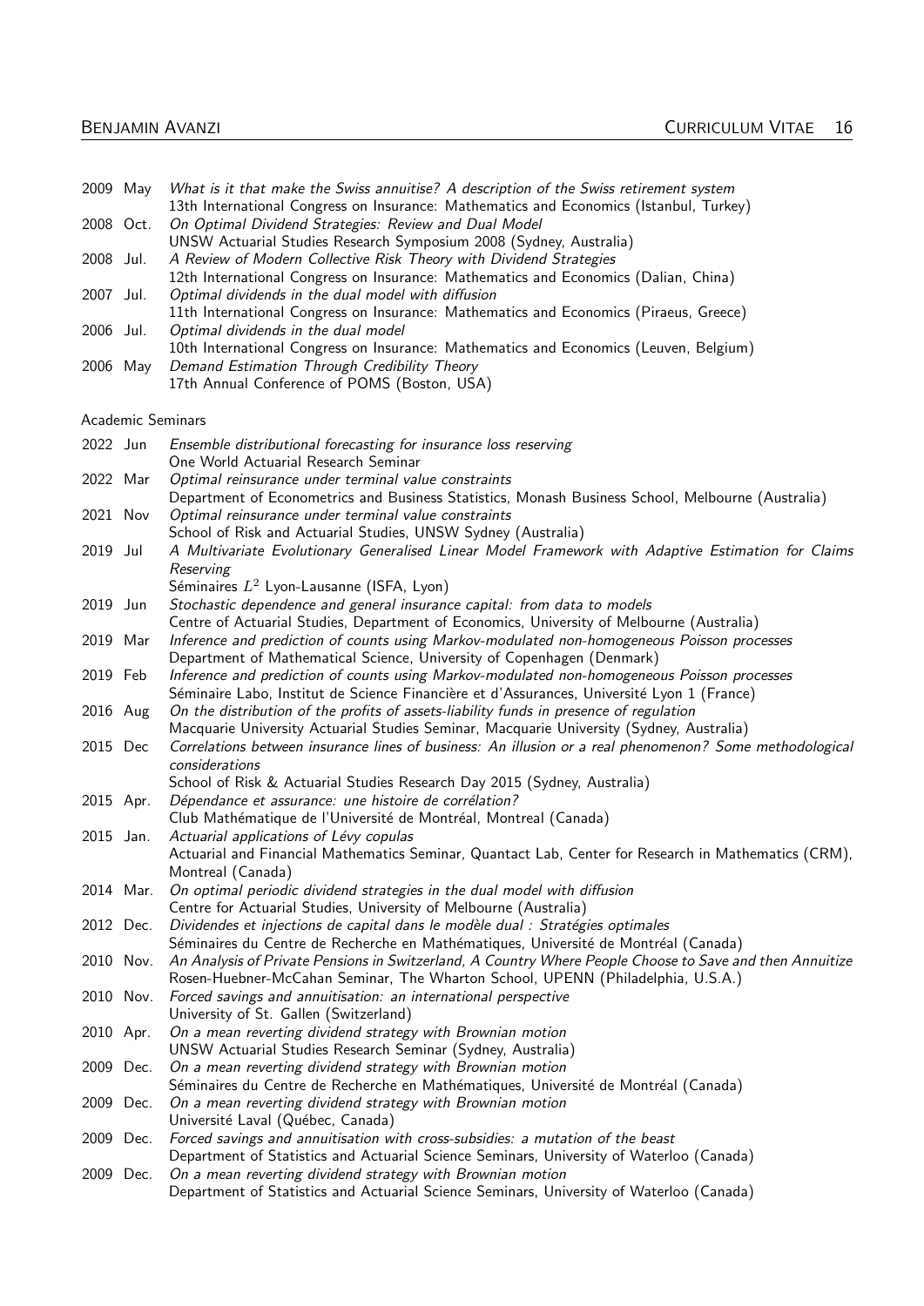2009 May *What is it that make the Swiss annuitise? A description of the Swiss retirement system*
13th International Congress on Insurance: Mathematics and Economics (Istanbul, Turkey)

2008 Oct. *On Optimal Dividend Strategies: Review and Dual Model*
UNSW Actuarial Studies Research Symposium 2008 (Sydney, Australia)

2008 Jul. *A Review of Modern Collective Risk Theory with Dividend Strategies*
12th International Congress on Insurance: Mathematics and Economics (Dalian, China)

2007 Jul. *Optimal dividends in the dual model with diffusion*
11th International Congress on Insurance: Mathematics and Economics (Piraeus, Greece)

2006 Jul. *Optimal dividends in the dual model*
10th International Congress on Insurance: Mathematics and Economics (Leuven, Belgium)

2006 May *Demand Estimation Through Credibility Theory*
17th Annual Conference of POMS (Boston, USA)

Academic Seminars

2022 Jun *Ensemble distributional forecasting for insurance loss reserving*
One World Actuarial Research Seminar

2022 Mar *Optimal reinsurance under terminal value constraints*
Department of Econometrics and Business Statistics, Monash Business School, Melbourne (Australia)

2021 Nov *Optimal reinsurance under terminal value constraints*
School of Risk and Actuarial Studies, UNSW Sydney (Australia)

2019 Jul *A Multivariate Evolutionary Generalised Linear Model Framework with Adaptive Estimation for Claims Reserving*
Séminaires $L^2$ Lyon-Lausanne (ISFA, Lyon)

2019 Jun *Stochastic dependence and general insurance capital: from data to models*
Centre of Actuarial Studies, Department of Economics, University of Melbourne (Australia)

2019 Mar *Inference and prediction of counts using Markov-modulated non-homogeneous Poisson processes*
Department of Mathematical Science, University of Copenhagen (Denmark)

2019 Feb *Inference and prediction of counts using Markov-modulated non-homogeneous Poisson processes*
Séminaire Labo, Institut de Science Financière et d'Assurances, Université Lyon 1 (France)

2016 Aug *On the distribution of the profits of assets-liability funds in presence of regulation*
Macquarie University Actuarial Studies Seminar, Macquarie University (Sydney, Australia)

2015 Dec *Correlations between insurance lines of business: An illusion or a real phenomenon? Some methodological considerations*
School of Risk & Actuarial Studies Research Day 2015 (Sydney, Australia)

2015 Apr. *Dépendance et assurance: une histoire de corrélation?*
Club Mathématique de l'Université de Montréal, Montreal (Canada)

2015 Jan. *Actuarial applications of Lévy copulas*
Actuarial and Financial Mathematics Seminar, Quantact Lab, Center for Research in Mathematics (CRM), Montreal (Canada)

2014 Mar. *On optimal periodic dividend strategies in the dual model with diffusion*
Centre for Actuarial Studies, University of Melbourne (Australia)

2012 Dec. *Dividendes et injections de capital dans le modèle dual : Stratégies optimales*
Séminaires du Centre de Recherche en Mathématiques, Université de Montréal (Canada)

2010 Nov. *An Analysis of Private Pensions in Switzerland, A Country Where People Choose to Save and then Annuitize*
Rosen-Huebner-McCahan Seminar, The Wharton School, UPENN (Philadelphia, U.S.A.)

2010 Nov. *Forced savings and annuitisation: an international perspective*
University of St. Gallen (Switzerland)

2010 Apr. *On a mean reverting dividend strategy with Brownian motion*
UNSW Actuarial Studies Research Seminar (Sydney, Australia)

2009 Dec. *On a mean reverting dividend strategy with Brownian motion*
Séminaires du Centre de Recherche en Mathématiques, Université de Montréal (Canada)

2009 Dec. *On a mean reverting dividend strategy with Brownian motion*
Université Laval (Québec, Canada)

2009 Dec. *Forced savings and annuitisation with cross-subsidies: a mutation of the beast*
Department of Statistics and Actuarial Science Seminars, University of Waterloo (Canada)

2009 Dec. *On a mean reverting dividend strategy with Brownian motion*
Department of Statistics and Actuarial Science Seminars, University of Waterloo (Canada)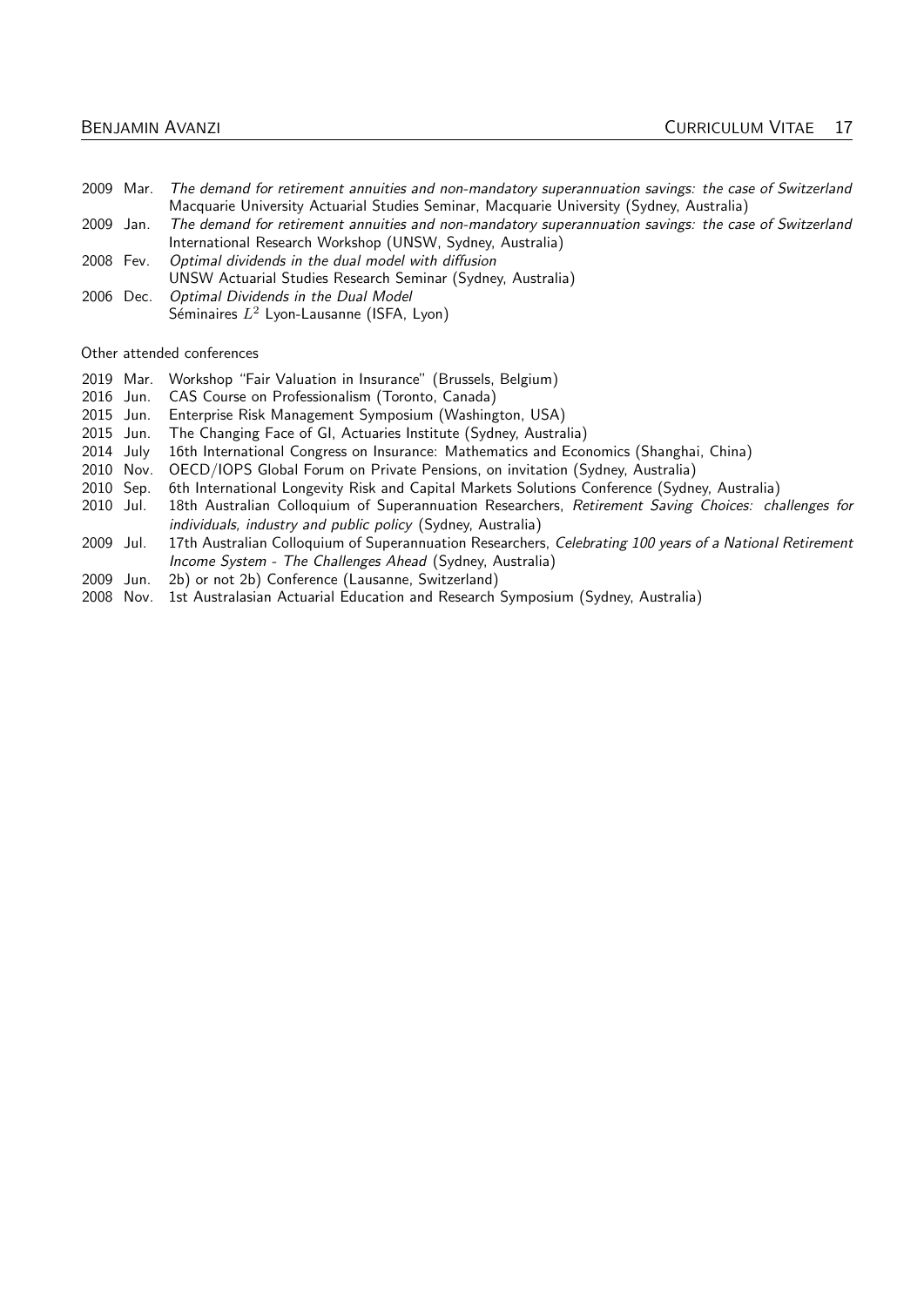2009 Mar. *The demand for retirement annuities and non-mandatory superannuation savings: the case of Switzerland*
Macquarie University Actuarial Studies Seminar, Macquarie University (Sydney, Australia)

2009 Jan. *The demand for retirement annuities and non-mandatory superannuation savings: the case of Switzerland*
International Research Workshop (UNSW, Sydney, Australia)

2008 Fev. *Optimal dividends in the dual model with diffusion*
UNSW Actuarial Studies Research Seminar (Sydney, Australia)

2006 Dec. *Optimal Dividends in the Dual Model*
Séminaires $L^2$ Lyon-Lausanne (ISFA, Lyon)

Other attended conferences

2019 Mar. Workshop "Fair Valuation in Insurance" (Brussels, Belgium)

2016 Jun. CAS Course on Professionalism (Toronto, Canada)

2015 Jun. Enterprise Risk Management Symposium (Washington, USA)

2015 Jun. The Changing Face of GI, Actuaries Institute (Sydney, Australia)

2014 July 16th International Congress on Insurance: Mathematics and Economics (Shanghai, China)

2010 Nov. OECD/IOPS Global Forum on Private Pensions, on invitation (Sydney, Australia)

2010 Sep. 6th International Longevity Risk and Capital Markets Solutions Conference (Sydney, Australia)

2010 Jul. 18th Australian Colloquium of Superannuation Researchers, *Retirement Saving Choices: challenges for individuals, industry and public policy* (Sydney, Australia)

2009 Jul. 17th Australian Colloquium of Superannuation Researchers, *Celebrating 100 years of a National Retirement Income System - The Challenges Ahead* (Sydney, Australia)

2009 Jun. 2b) or not 2b) Conference (Lausanne, Switzerland)

2008 Nov. 1st Australasian Actuarial Education and Research Symposium (Sydney, Australia)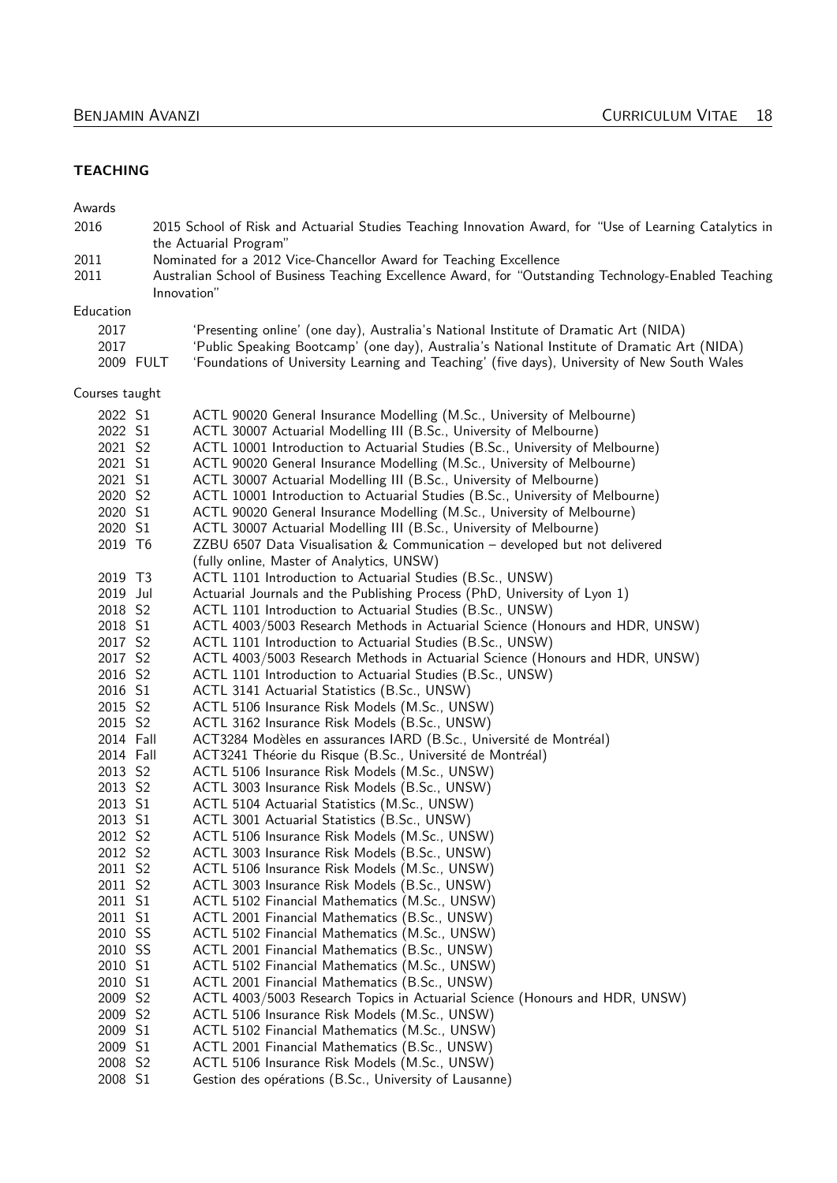## TEACHING

### Awards

| | |
|---|---|
| 2016 | 2015 School of Risk and Actuarial Studies Teaching Innovation Award, for "Use of Learning Catalytics in the Actuarial Program" |
| 2011 | Nominated for a 2012 Vice-Chancellor Award for Teaching Excellence |
| 2011 | Australian School of Business Teaching Excellence Award, for "Outstanding Technology-Enabled Teaching Innovation" |

### Education

| | | |
|---|---|---|
| 2017 | | 'Presenting online' (one day), Australia's National Institute of Dramatic Art (NIDA) |
| 2017 | | 'Public Speaking Bootcamp' (one day), Australia's National Institute of Dramatic Art (NIDA) |
| 2009 | FULT | 'Foundations of University Learning and Teaching' (five days), University of New South Wales |

### Courses taught

| | | |
|---|---|---|
| 2022 | S1 | ACTL 90020 General Insurance Modelling (M.Sc., University of Melbourne) |
| 2022 | S1 | ACTL 30007 Actuarial Modelling III (B.Sc., University of Melbourne) |
| 2021 | S2 | ACTL 10001 Introduction to Actuarial Studies (B.Sc., University of Melbourne) |
| 2021 | S1 | ACTL 90020 General Insurance Modelling (M.Sc., University of Melbourne) |
| 2021 | S1 | ACTL 30007 Actuarial Modelling III (B.Sc., University of Melbourne) |
| 2020 | S2 | ACTL 10001 Introduction to Actuarial Studies (B.Sc., University of Melbourne) |
| 2020 | S1 | ACTL 90020 General Insurance Modelling (M.Sc., University of Melbourne) |
| 2020 | S1 | ACTL 30007 Actuarial Modelling III (B.Sc., University of Melbourne) |
| 2019 | T6 | ZZBU 6507 Data Visualisation & Communication – developed but not delivered (fully online, Master of Analytics, UNSW) |
| 2019 | T3 | ACTL 1101 Introduction to Actuarial Studies (B.Sc., UNSW) |
| 2019 | Jul | Actuarial Journals and the Publishing Process (PhD, University of Lyon 1) |
| 2018 | S2 | ACTL 1101 Introduction to Actuarial Studies (B.Sc., UNSW) |
| 2018 | S1 | ACTL 4003/5003 Research Methods in Actuarial Science (Honours and HDR, UNSW) |
| 2017 | S2 | ACTL 1101 Introduction to Actuarial Studies (B.Sc., UNSW) |
| 2017 | S2 | ACTL 4003/5003 Research Methods in Actuarial Science (Honours and HDR, UNSW) |
| 2016 | S2 | ACTL 1101 Introduction to Actuarial Studies (B.Sc., UNSW) |
| 2016 | S1 | ACTL 3141 Actuarial Statistics (B.Sc., UNSW) |
| 2015 | S2 | ACTL 5106 Insurance Risk Models (M.Sc., UNSW) |
| 2015 | S2 | ACTL 3162 Insurance Risk Models (B.Sc., UNSW) |
| 2014 | Fall | ACT3284 Modèles en assurances IARD (B.Sc., Université de Montréal) |
| 2014 | Fall | ACT3241 Théorie du Risque (B.Sc., Université de Montréal) |
| 2013 | S2 | ACTL 5106 Insurance Risk Models (M.Sc., UNSW) |
| 2013 | S2 | ACTL 3003 Insurance Risk Models (B.Sc., UNSW) |
| 2013 | S1 | ACTL 5104 Actuarial Statistics (M.Sc., UNSW) |
| 2013 | S1 | ACTL 3001 Actuarial Statistics (B.Sc., UNSW) |
| 2012 | S2 | ACTL 5106 Insurance Risk Models (M.Sc., UNSW) |
| 2012 | S2 | ACTL 3003 Insurance Risk Models (B.Sc., UNSW) |
| 2011 | S2 | ACTL 5106 Insurance Risk Models (M.Sc., UNSW) |
| 2011 | S2 | ACTL 3003 Insurance Risk Models (B.Sc., UNSW) |
| 2011 | S1 | ACTL 5102 Financial Mathematics (M.Sc., UNSW) |
| 2011 | S1 | ACTL 2001 Financial Mathematics (B.Sc., UNSW) |
| 2010 | SS | ACTL 5102 Financial Mathematics (M.Sc., UNSW) |
| 2010 | SS | ACTL 2001 Financial Mathematics (B.Sc., UNSW) |
| 2010 | S1 | ACTL 5102 Financial Mathematics (M.Sc., UNSW) |
| 2010 | S1 | ACTL 2001 Financial Mathematics (B.Sc., UNSW) |
| 2009 | S2 | ACTL 4003/5003 Research Topics in Actuarial Science (Honours and HDR, UNSW) |
| 2009 | S2 | ACTL 5106 Insurance Risk Models (M.Sc., UNSW) |
| 2009 | S1 | ACTL 5102 Financial Mathematics (M.Sc., UNSW) |
| 2009 | S1 | ACTL 2001 Financial Mathematics (B.Sc., UNSW) |
| 2008 | S2 | ACTL 5106 Insurance Risk Models (M.Sc., UNSW) |
| 2008 | S1 | Gestion des opérations (B.Sc., University of Lausanne) |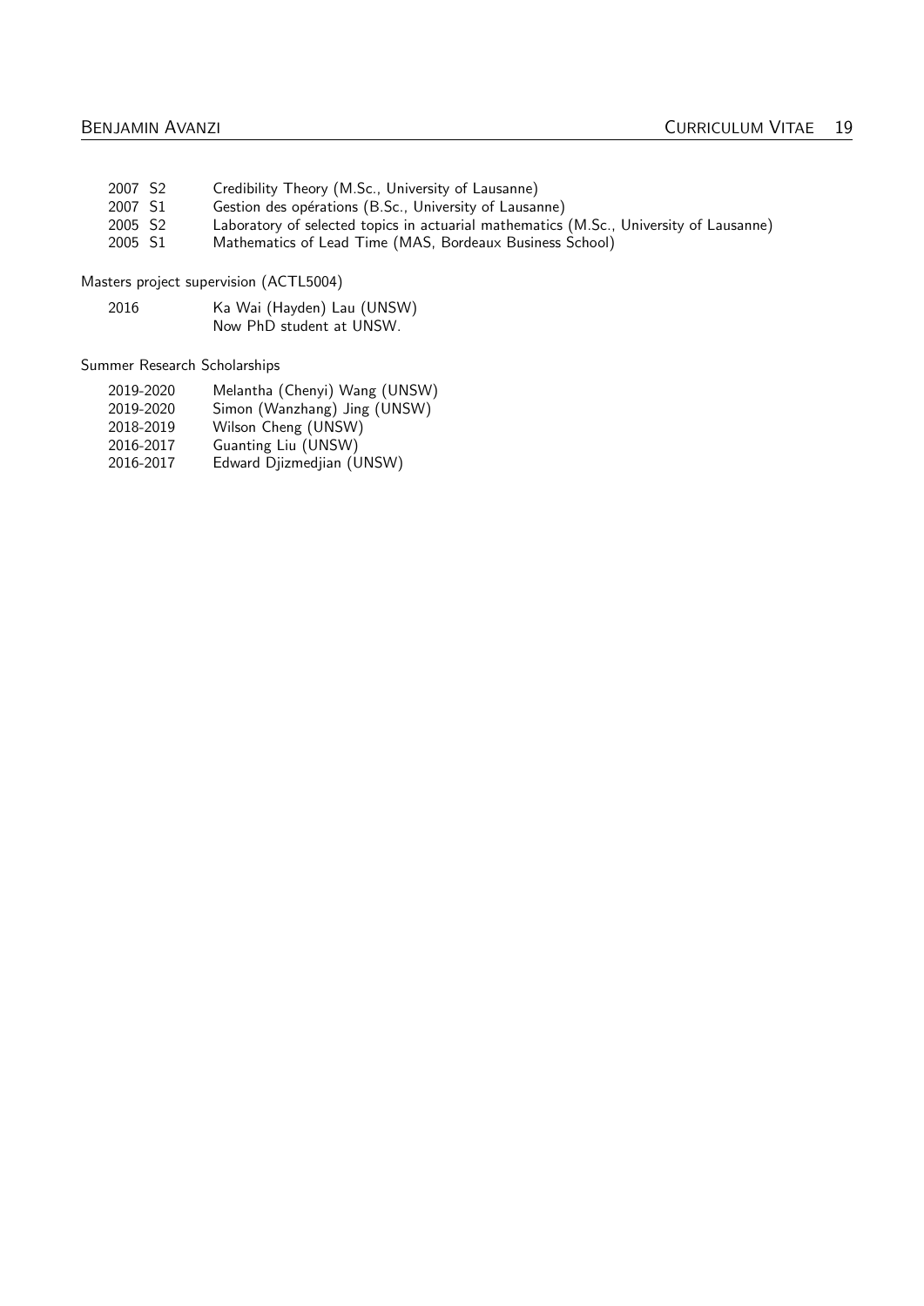| | |
|---|---|
| 2007 S2 | Credibility Theory (M.Sc., University of Lausanne) |
| 2007 S1 | Gestion des opérations (B.Sc., University of Lausanne) |
| 2005 S2 | Laboratory of selected topics in actuarial mathematics (M.Sc., University of Lausanne) |
| 2005 S1 | Mathematics of Lead Time (MAS, Bordeaux Business School) |

Masters project supervision (ACTL5004)

| | |
|---|---|
| 2016 | Ka Wai (Hayden) Lau (UNSW)<br>Now PhD student at UNSW. |

Summer Research Scholarships

| | |
|---|---|
| 2019-2020 | Melantha (Chenyi) Wang (UNSW) |
| 2019-2020 | Simon (Wanzhang) Jing (UNSW) |
| 2018-2019 | Wilson Cheng (UNSW) |
| 2016-2017 | Guanting Liu (UNSW) |
| 2016-2017 | Edward Djizmedjian (UNSW) |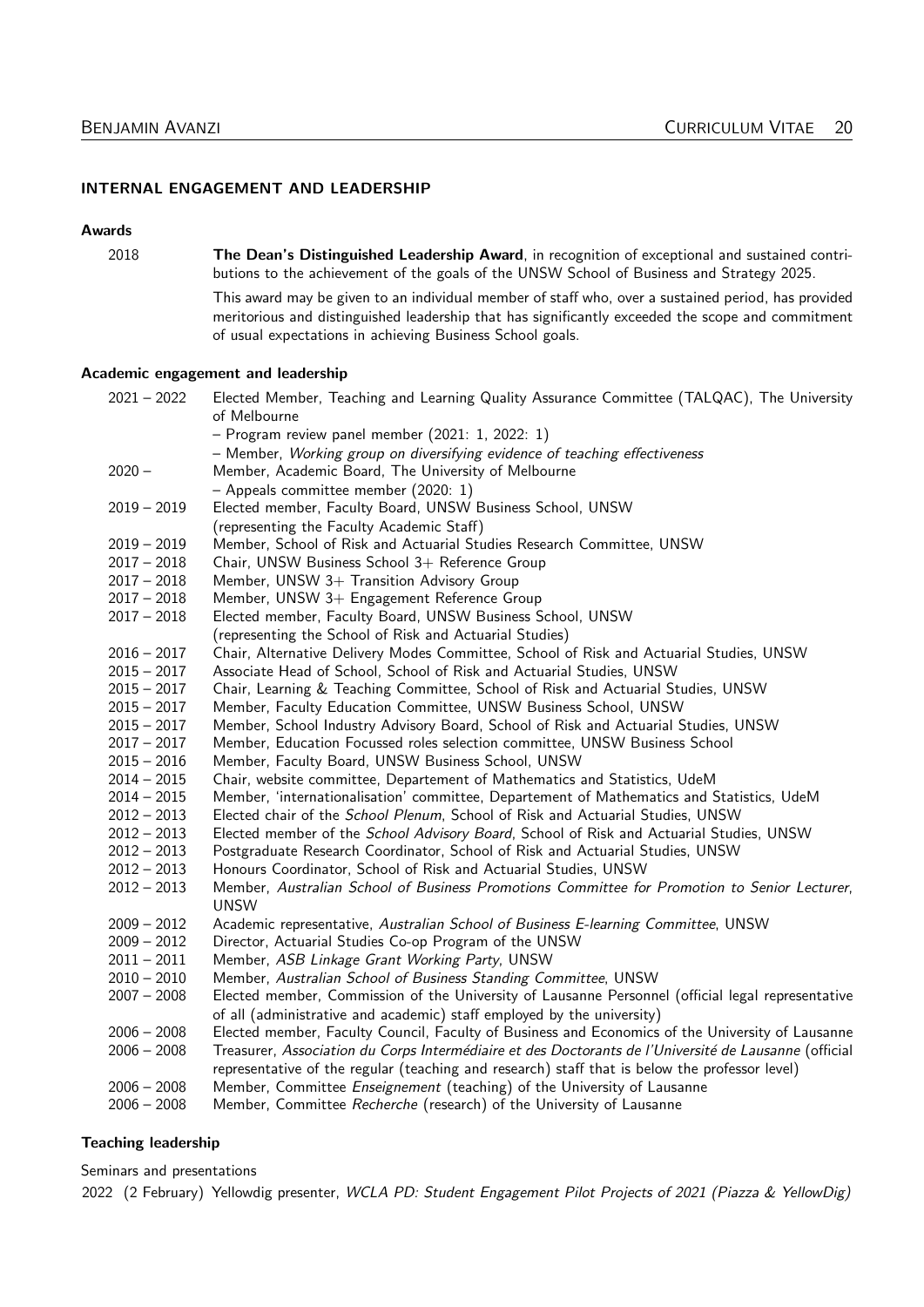## INTERNAL ENGAGEMENT AND LEADERSHIP

### Awards

2018 **The Dean's Distinguished Leadership Award**, in recognition of exceptional and sustained contributions to the achievement of the goals of the UNSW School of Business and Strategy 2025.

This award may be given to an individual member of staff who, over a sustained period, has provided meritorious and distinguished leadership that has significantly exceeded the scope and commitment of usual expectations in achieving Business School goals.

### Academic engagement and leadership

- 2021 – 2022 Elected Member, Teaching and Learning Quality Assurance Committee (TALQAC), The University of Melbourne
  - – Program review panel member (2021: 1, 2022: 1)
  - – Member, *Working group on diversifying evidence of teaching effectiveness*
- 2020 – Member, Academic Board, The University of Melbourne
  - – Appeals committee member (2020: 1)
- 2019 – 2019 Elected member, Faculty Board, UNSW Business School, UNSW (representing the Faculty Academic Staff)
- 2019 – 2019 Member, School of Risk and Actuarial Studies Research Committee, UNSW
- 2017 – 2018 Chair, UNSW Business School 3+ Reference Group
- 2017 – 2018 Member, UNSW 3+ Transition Advisory Group
- 2017 – 2018 Member, UNSW 3+ Engagement Reference Group
- 2017 – 2018 Elected member, Faculty Board, UNSW Business School, UNSW (representing the School of Risk and Actuarial Studies)
- 2016 – 2017 Chair, Alternative Delivery Modes Committee, School of Risk and Actuarial Studies, UNSW
- 2015 – 2017 Associate Head of School, School of Risk and Actuarial Studies, UNSW
- 2015 – 2017 Chair, Learning & Teaching Committee, School of Risk and Actuarial Studies, UNSW
- 2015 – 2017 Member, Faculty Education Committee, UNSW Business School, UNSW
- 2015 – 2017 Member, School Industry Advisory Board, School of Risk and Actuarial Studies, UNSW
- 2017 – 2017 Member, Education Focussed roles selection committee, UNSW Business School
- 2015 – 2016 Member, Faculty Board, UNSW Business School, UNSW
- 2014 – 2015 Chair, website committee, Departement of Mathematics and Statistics, UdeM
- 2014 – 2015 Member, 'internationalisation' committee, Departement of Mathematics and Statistics, UdeM
- 2012 – 2013 Elected chair of the *School Plenum*, School of Risk and Actuarial Studies, UNSW
- 2012 – 2013 Elected member of the *School Advisory Board*, School of Risk and Actuarial Studies, UNSW
- 2012 – 2013 Postgraduate Research Coordinator, School of Risk and Actuarial Studies, UNSW
- 2012 – 2013 Honours Coordinator, School of Risk and Actuarial Studies, UNSW
- 2012 – 2013 Member, *Australian School of Business Promotions Committee for Promotion to Senior Lecturer*, UNSW
- 2009 – 2012 Academic representative, *Australian School of Business E-learning Committee*, UNSW
- 2009 – 2012 Director, Actuarial Studies Co-op Program of the UNSW
- 2011 – 2011 Member, *ASB Linkage Grant Working Party*, UNSW
- 2010 – 2010 Member, *Australian School of Business Standing Committee*, UNSW
- 2007 – 2008 Elected member, Commission of the University of Lausanne Personnel (official legal representative of all (administrative and academic) staff employed by the university)
- 2006 – 2008 Elected member, Faculty Council, Faculty of Business and Economics of the University of Lausanne
- 2006 – 2008 Treasurer, *Association du Corps Intermédiaire et des Doctorants de l'Université de Lausanne* (official representative of the regular (teaching and research) staff that is below the professor level)
- 2006 – 2008 Member, Committee *Enseignement* (teaching) of the University of Lausanne
- 2006 – 2008 Member, Committee *Recherche* (research) of the University of Lausanne

### Teaching leadership

Seminars and presentations

2022 (2 February) Yellowdig presenter, *WCLA PD: Student Engagement Pilot Projects of 2021 (Piazza & YellowDig)*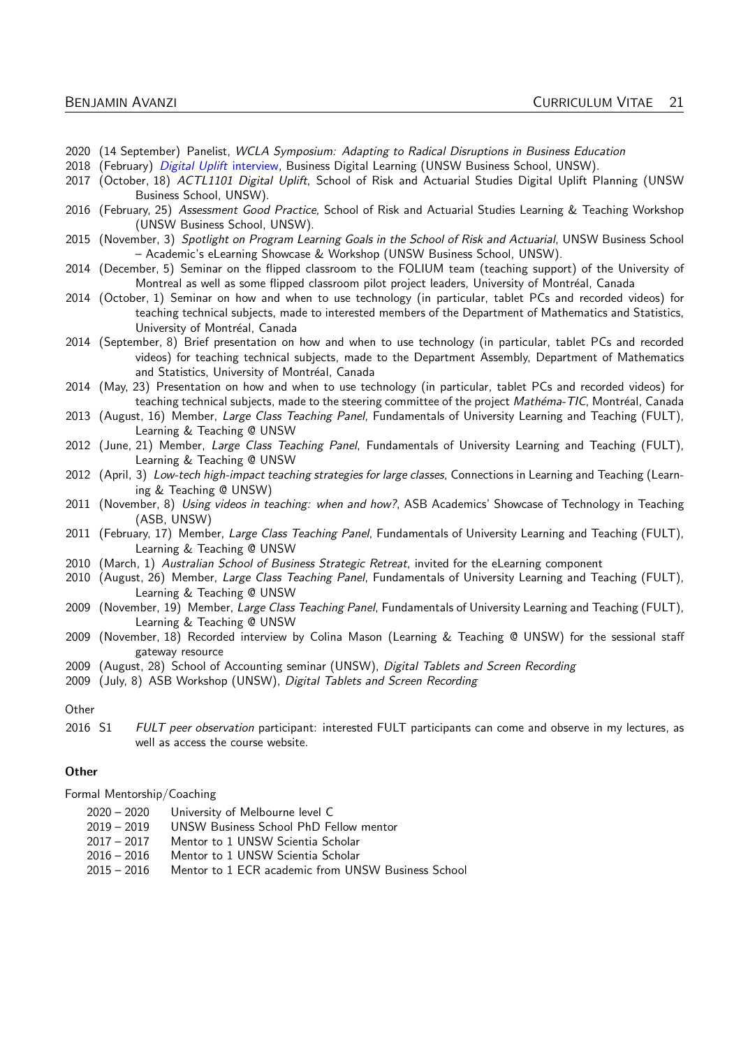2020 (14 September) Panelist, *WCLA Symposium: Adapting to Radical Disruptions in Business Education*

2018 (February) *Digital Uplift* interview, Business Digital Learning (UNSW Business School, UNSW).

2017 (October, 18) *ACTL1101 Digital Uplift*, School of Risk and Actuarial Studies Digital Uplift Planning (UNSW Business School, UNSW).

2016 (February, 25) *Assessment Good Practice*, School of Risk and Actuarial Studies Learning & Teaching Workshop (UNSW Business School, UNSW).

2015 (November, 3) *Spotlight on Program Learning Goals in the School of Risk and Actuarial*, UNSW Business School – Academic's eLearning Showcase & Workshop (UNSW Business School, UNSW).

2014 (December, 5) Seminar on the flipped classroom to the FOLIUM team (teaching support) of the University of Montreal as well as some flipped classroom pilot project leaders, University of Montréal, Canada

2014 (October, 1) Seminar on how and when to use technology (in particular, tablet PCs and recorded videos) for teaching technical subjects, made to interested members of the Department of Mathematics and Statistics, University of Montréal, Canada

2014 (September, 8) Brief presentation on how and when to use technology (in particular, tablet PCs and recorded videos) for teaching technical subjects, made to the Department Assembly, Department of Mathematics and Statistics, University of Montréal, Canada

2014 (May, 23) Presentation on how and when to use technology (in particular, tablet PCs and recorded videos) for teaching technical subjects, made to the steering committee of the project *Mathéma-TIC*, Montréal, Canada

2013 (August, 16) Member, *Large Class Teaching Panel*, Fundamentals of University Learning and Teaching (FULT), Learning & Teaching @ UNSW

2012 (June, 21) Member, *Large Class Teaching Panel*, Fundamentals of University Learning and Teaching (FULT), Learning & Teaching @ UNSW

2012 (April, 3) *Low-tech high-impact teaching strategies for large classes*, Connections in Learning and Teaching (Learning & Teaching @ UNSW)

2011 (November, 8) *Using videos in teaching: when and how?*, ASB Academics' Showcase of Technology in Teaching (ASB, UNSW)

2011 (February, 17) Member, *Large Class Teaching Panel*, Fundamentals of University Learning and Teaching (FULT), Learning & Teaching @ UNSW

2010 (March, 1) *Australian School of Business Strategic Retreat*, invited for the eLearning component

2010 (August, 26) Member, *Large Class Teaching Panel*, Fundamentals of University Learning and Teaching (FULT), Learning & Teaching @ UNSW

2009 (November, 19) Member, *Large Class Teaching Panel*, Fundamentals of University Learning and Teaching (FULT), Learning & Teaching @ UNSW

2009 (November, 18) Recorded interview by Colina Mason (Learning & Teaching @ UNSW) for the sessional staff gateway resource

2009 (August, 28) School of Accounting seminar (UNSW), *Digital Tablets and Screen Recording*

2009 (July, 8) ASB Workshop (UNSW), *Digital Tablets and Screen Recording*

Other

2016 S1 *FULT peer observation* participant: interested FULT participants can come and observe in my lectures, as well as access the course website.

**Other**

Formal Mentorship/Coaching

- 2020 – 2020 University of Melbourne level C
- 2019 – 2019 UNSW Business School PhD Fellow mentor
- 2017 – 2017 Mentor to 1 UNSW Scientia Scholar
- 2016 – 2016 Mentor to 1 UNSW Scientia Scholar
- 2015 – 2016 Mentor to 1 ECR academic from UNSW Business School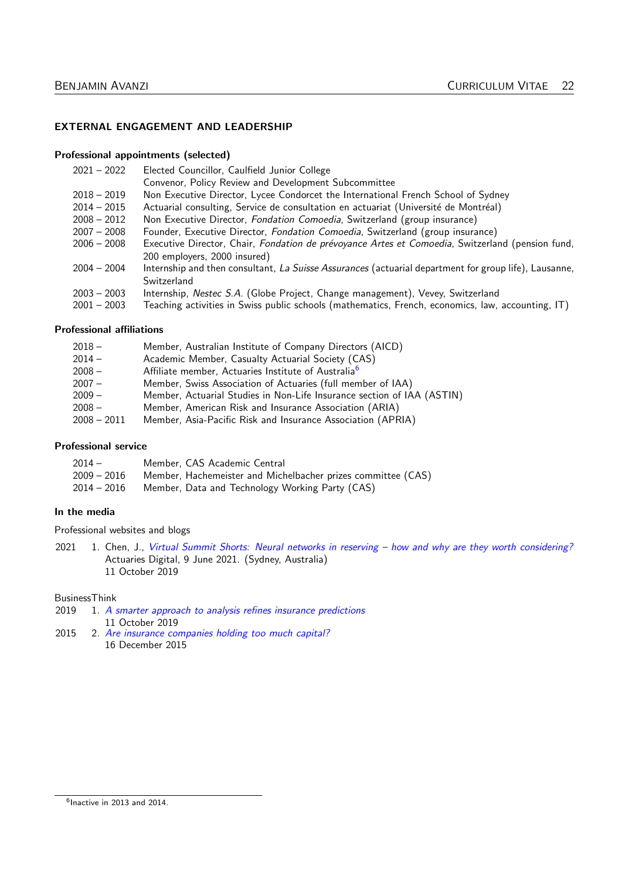## EXTERNAL ENGAGEMENT AND LEADERSHIP

### Professional appointments (selected)

| | |
|---|---|
| 2021 – 2022 | Elected Councillor, Caulfield Junior College<br>Convenor, Policy Review and Development Subcommittee |
| 2018 – 2019 | Non Executive Director, Lycee Condorcet the International French School of Sydney |
| 2014 – 2015 | Actuarial consulting, Service de consultation en actuariat (Université de Montréal) |
| 2008 – 2012 | Non Executive Director, *Fondation Comoedia*, Switzerland (group insurance) |
| 2007 – 2008 | Founder, Executive Director, *Fondation Comoedia*, Switzerland (group insurance) |
| 2006 – 2008 | Executive Director, Chair, *Fondation de prévoyance Artes et Comoedia*, Switzerland (pension fund, 200 employers, 2000 insured) |
| 2004 – 2004 | Internship and then consultant, *La Suisse Assurances* (actuarial department for group life), Lausanne, Switzerland |
| 2003 – 2003 | Internship, *Nestec S.A.* (Globe Project, Change management), Vevey, Switzerland |
| 2001 – 2003 | Teaching activities in Swiss public schools (mathematics, French, economics, law, accounting, IT) |

### Professional affiliations

| | |
|---|---|
| 2018 – | Member, Australian Institute of Company Directors (AICD) |
| 2014 – | Academic Member, Casualty Actuarial Society (CAS) |
| 2008 – | Affiliate member, Actuaries Institute of Australia[6] |
| 2007 – | Member, Swiss Association of Actuaries (full member of IAA) |
| 2009 – | Member, Actuarial Studies in Non-Life Insurance section of IAA (ASTIN) |
| 2008 – | Member, American Risk and Insurance Association (ARIA) |
| 2008 – 2011 | Member, Asia-Pacific Risk and Insurance Association (APRIA) |

### Professional service

| | |
|---|---|
| 2014 – | Member, CAS Academic Central |
| 2009 – 2016 | Member, Hachemeister and Michelbacher prizes committee (CAS) |
| 2014 – 2016 | Member, Data and Technology Working Party (CAS) |

### In the media

Professional websites and blogs

2021 1. Chen, J., *Virtual Summit Shorts: Neural networks in reserving – how and why are they worth considering?* Actuaries Digital, 9 June 2021. (Sydney, Australia)
11 October 2019

BusinessThink

2019 1. *A smarter approach to analysis refines insurance predictions*
11 October 2019

2015 2. *Are insurance companies holding too much capital?*
16 December 2015

---

[6] Inactive in 2013 and 2014.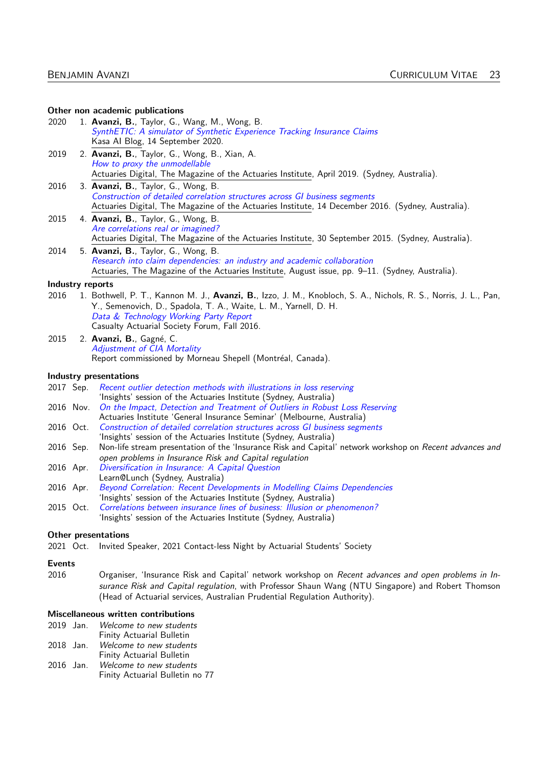### Other non academic publications

2020 1. **Avanzi, B.**, Taylor, G., Wang, M., Wong, B.
*SynthETIC: A simulator of Synthetic Experience Tracking Insurance Claims*
Kasa AI Blog, 14 September 2020.

2019 2. **Avanzi, B.**, Taylor, G., Wong, B., Xian, A.
*How to proxy the unmodellable*
Actuaries Digital, The Magazine of the Actuaries Institute, April 2019. (Sydney, Australia).

2016 3. **Avanzi, B.**, Taylor, G., Wong, B.
*Construction of detailed correlation structures across GI business segments*
Actuaries Digital, The Magazine of the Actuaries Institute, 14 December 2016. (Sydney, Australia).

2015 4. **Avanzi, B.**, Taylor, G., Wong, B.
*Are correlations real or imagined?*
Actuaries Digital, The Magazine of the Actuaries Institute, 30 September 2015. (Sydney, Australia).

2014 5. **Avanzi, B.**, Taylor, G., Wong, B.
*Research into claim dependencies: an industry and academic collaboration*
Actuaries, The Magazine of the Actuaries Institute, August issue, pp. 9–11. (Sydney, Australia).

### Industry reports

2016 1. Bothwell, P. T., Kannon M. J., **Avanzi, B.**, Izzo, J. M., Knobloch, S. A., Nichols, R. S., Norris, J. L., Pan, Y., Semenovich, D., Spadola, T. A., Waite, L. M., Yarnell, D. H.
*Data & Technology Working Party Report*
Casualty Actuarial Society Forum, Fall 2016.

2015 2. **Avanzi, B.**, Gagné, C.
*Adjustment of CIA Mortality*
Report commissioned by Morneau Shepell (Montréal, Canada).

### Industry presentations

2017 Sep. *Recent outlier detection methods with illustrations in loss reserving*
'Insights' session of the Actuaries Institute (Sydney, Australia)

2016 Nov. *On the Impact, Detection and Treatment of Outliers in Robust Loss Reserving*
Actuaries Institute 'General Insurance Seminar' (Melbourne, Australia)

2016 Oct. *Construction of detailed correlation structures across GI business segments*
'Insights' session of the Actuaries Institute (Sydney, Australia)

2016 Sep. Non-life stream presentation of the 'Insurance Risk and Capital' network workshop on *Recent advances and open problems in Insurance Risk and Capital regulation*

2016 Apr. *Diversification in Insurance: A Capital Question*
Learn@Lunch (Sydney, Australia)

2016 Apr. *Beyond Correlation: Recent Developments in Modelling Claims Dependencies*
'Insights' session of the Actuaries Institute (Sydney, Australia)

2015 Oct. *Correlations between insurance lines of business: Illusion or phenomenon?*
'Insights' session of the Actuaries Institute (Sydney, Australia)

### Other presentations

2021 Oct. Invited Speaker, 2021 Contact-less Night by Actuarial Students' Society

### Events

2016 Organiser, 'Insurance Risk and Capital' network workshop on *Recent advances and open problems in Insurance Risk and Capital regulation*, with Professor Shaun Wang (NTU Singapore) and Robert Thomson (Head of Actuarial services, Australian Prudential Regulation Authority).

### Miscellaneous written contributions

2019 Jan. *Welcome to new students*
Finity Actuarial Bulletin

2018 Jan. *Welcome to new students*
Finity Actuarial Bulletin

2016 Jan. *Welcome to new students*
Finity Actuarial Bulletin no 77